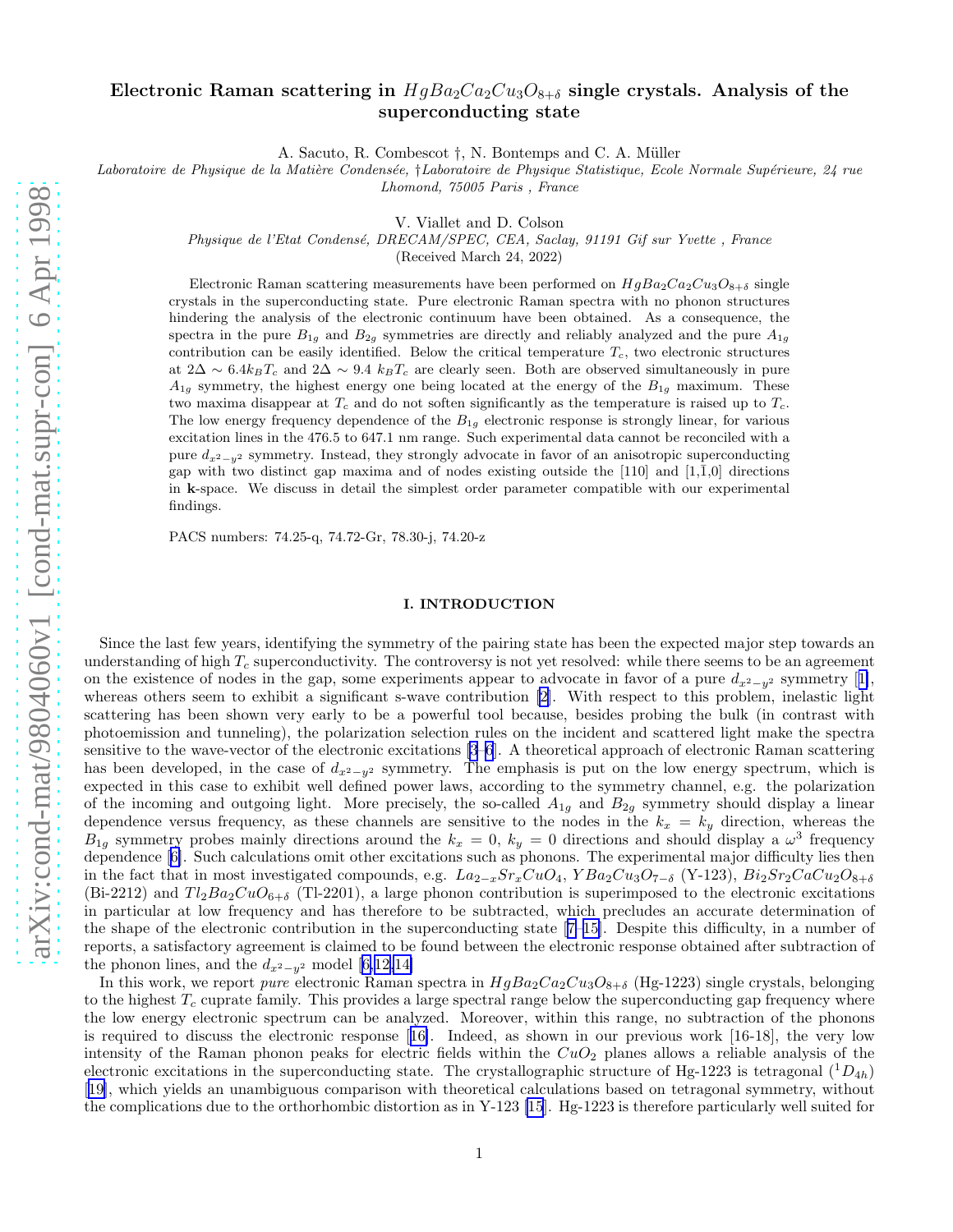# Electronic Raman scattering in $HgBa_2Ca_2Cu_3O_{8+\delta}$ single crystals. Analysis of the superconducting state

A. Sacuto, R. Combescot †, N. Bontemps and C. A. Müller

*Laboratoire de Physique de la Matière Condensée, †Laboratoire de Physique Statistique, Ecole Normale Supérieure, 24 rue Lhomond, 75005 Paris , France*

V. Viallet and D. Colson

*Physique de l'Etat Condensé, DRECAM/SPEC, CEA, Saclay, 91191 Gif sur Yvette , France*

(Received March 24, 2022)

Electronic Raman scattering measurements have been performed on $HgBa_2Ca_2Cu_3O_{8+\delta}$ single crystals in the superconducting state. Pure electronic Raman spectra with no phonon structures hindering the analysis of the electronic continuum have been obtained. As a consequence, the spectra in the pure $B_{1g}$ and $B_{2g}$ symmetries are directly and reliably analyzed and the pure $A_{1g}$ contribution can be easily identified. Below the critical temperature $T_c$, two electronic structures at $2\Delta \sim 6.4k_BT_c$ and $2\Delta \sim 9.4\ k_BT_c$ are clearly seen. Both are observed simultaneously in pure $A_{1g}$ symmetry, the highest energy one being located at the energy of the $B_{1g}$ maximum. These two maxima disappear at $T_c$ and do not soften significantly as the temperature is raised up to $T_c$. The low energy frequency dependence of the $B_{1g}$ electronic response is strongly linear, for various excitation lines in the 476.5 to 647.1 nm range. Such experimental data cannot be reconciled with a pure $d_{x^2-y^2}$ symmetry. Instead, they strongly advocate in favor of an anisotropic superconducting gap with two distinct gap maxima and of nodes existing outside the [110] and [1,$\bar{1}$,0] directions in **k**-space. We discuss in detail the simplest order parameter compatible with our experimental findings.

PACS numbers: 74.25-q, 74.72-Gr, 78.30-j, 74.20-z

## I. INTRODUCTION

Since the last few years, identifying the symmetry of the pairing state has been the expected major step towards an understanding of high $T_c$ superconductivity. The controversy is not yet resolved: while there seems to be an agreement on the existence of nodes in the gap, some experiments appear to advocate in favor of a pure $d_{x^2-y^2}$ symmetry [1], whereas others seem to exhibit a significant s-wave contribution [2]. With respect to this problem, inelastic light scattering has been shown very early to be a powerful tool because, besides probing the bulk (in contrast with photoemission and tunneling), the polarization selection rules on the incident and scattered light make the spectra sensitive to the wave-vector of the electronic excitations [3–6]. A theoretical approach of electronic Raman scattering has been developed, in the case of $d_{x^2-y^2}$ symmetry. The emphasis is put on the low energy spectrum, which is expected in this case to exhibit well defined power laws, according to the symmetry channel, e.g. the polarization of the incoming and outgoing light. More precisely, the so-called $A_{1g}$ and $B_{2g}$ symmetry should display a linear dependence versus frequency, as these channels are sensitive to the nodes in the $k_x = k_y$ direction, whereas the $B_{1g}$ symmetry probes mainly directions around the $k_x = 0$, $k_y = 0$ directions and should display a $\omega^3$ frequency dependence [6]. Such calculations omit other excitations such as phonons. The experimental major difficulty lies then in the fact that in most investigated compounds, e.g. $La_{2-x}Sr_xCuO_4$, $YBa_2Cu_3O_{7-\delta}$ (Y-123), $Bi_2Sr_2CaCu_2O_{8+\delta}$ (Bi-2212) and $Tl_2Ba_2CuO_{6+\delta}$ (Tl-2201), a large phonon contribution is superimposed to the electronic excitations in particular at low frequency and has therefore to be subtracted, which precludes an accurate determination of the shape of the electronic contribution in the superconducting state [7–15]. Despite this difficulty, in a number of reports, a satisfactory agreement is claimed to be found between the electronic response obtained after subtraction of the phonon lines, and the $d_{x^2-y^2}$ model [6,12,14]

In this work, we report *pure* electronic Raman spectra in $HgBa_2Ca_2Cu_3O_{8+\delta}$ (Hg-1223) single crystals, belonging to the highest $T_c$ cuprate family. This provides a large spectral range below the superconducting gap frequency where the low energy electronic spectrum can be analyzed. Moreover, within this range, no subtraction of the phonons is required to discuss the electronic response [16]. Indeed, as shown in our previous work [16-18], the very low intensity of the Raman phonon peaks for electric fields within the $CuO_2$ planes allows a reliable analysis of the electronic excitations in the superconducting state. The crystallographic structure of Hg-1223 is tetragonal ($^1D_{4h}$) [19], which yields an unambiguous comparison with theoretical calculations based on tetragonal symmetry, without the complications due to the orthorhombic distortion as in Y-123 [15]. Hg-1223 is therefore particularly well suited for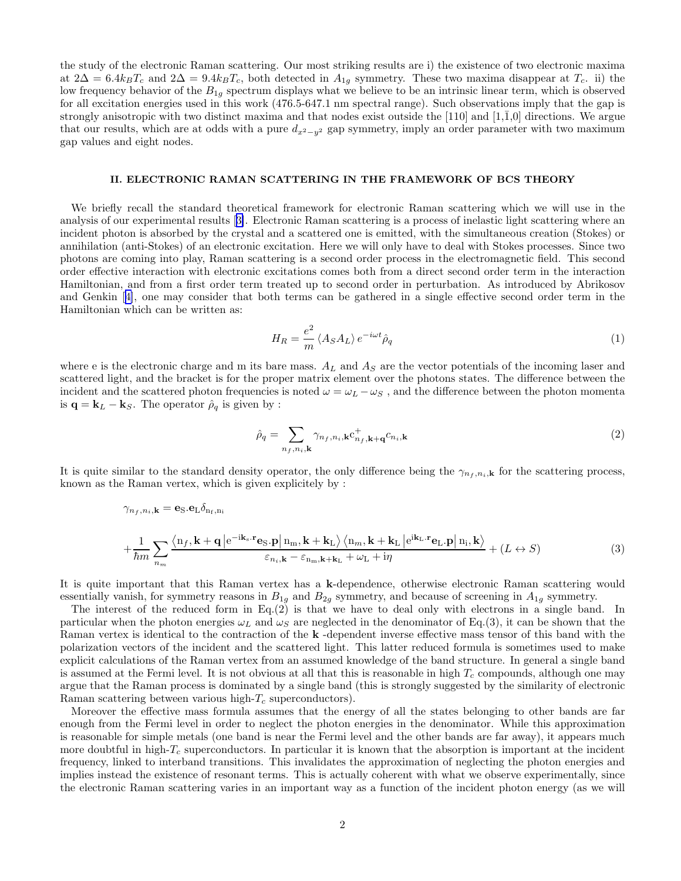the study of the electronic Raman scattering. Our most striking results are i) the existence of two electronic maxima at $2\Delta = 6.4 k_B T_c$ and $2\Delta = 9.4 k_B T_c$, both detected in $A_{1g}$ symmetry. These two maxima disappear at $T_c$. ii) the low frequency behavior of the $B_{1g}$ spectrum displays what we believe to be an intrinsic linear term, which is observed for all excitation energies used in this work (476.5-647.1 nm spectral range). Such observations imply that the gap is strongly anisotropic with two distinct maxima and that nodes exist outside the [110] and [1,$\bar{1}$,0] directions. We argue that our results, which are at odds with a pure $d_{x^2-y^2}$ gap symmetry, imply an order parameter with two maximum gap values and eight nodes.

## II. ELECTRONIC RAMAN SCATTERING IN THE FRAMEWORK OF BCS THEORY

We briefly recall the standard theoretical framework for electronic Raman scattering which we will use in the analysis of our experimental results [3]. Electronic Raman scattering is a process of inelastic light scattering where an incident photon is absorbed by the crystal and a scattered one is emitted, with the simultaneous creation (Stokes) or annihilation (anti-Stokes) of an electronic excitation. Here we will only have to deal with Stokes processes. Since two photons are coming into play, Raman scattering is a second order process in the electromagnetic field. This second order effective interaction with electronic excitations comes both from a direct second order term in the interaction Hamiltonian, and from a first order term treated up to second order in perturbation. As introduced by Abrikosov and Genkin [4], one may consider that both terms can be gathered in a single effective second order term in the Hamiltonian which can be written as:

$$H_R = \frac{e^2}{m} \left\langle A_S A_L \right\rangle e^{-i\omega t} \hat{\rho}_q \tag{1}$$

where e is the electronic charge and m its bare mass. $A_L$ and $A_S$ are the vector potentials of the incoming laser and scattered light, and the bracket is for the proper matrix element over the photons states. The difference between the incident and the scattered photon frequencies is noted $\omega = \omega_L - \omega_S$ , and the difference between the photon momenta is $\mathbf{q} = \mathbf{k}_L - \mathbf{k}_S$. The operator $\hat{\rho}_q$ is given by :

$$\hat{\rho}_q = \sum_{n_f, n_i, \mathbf{k}} \gamma_{n_f, n_i, \mathbf{k}} c^{+}_{n_f, \mathbf{k}+\mathbf{q}} c_{n_i, \mathbf{k}} \tag{2}$$

It is quite similar to the standard density operator, the only difference being the $\gamma_{n_f, n_i, \mathbf{k}}$ for the scattering process, known as the Raman vertex, which is given explicitely by :

$$\gamma_{n_f, n_i, \mathbf{k}} = \mathbf{e}_S . \mathbf{e}_L \delta_{n_f, n_i}$$

$$+ \frac{1}{\hbar m} \sum_{n_m} \frac{\left\langle n_f, \mathbf{k}+\mathbf{q} \left| e^{-i\mathbf{k}_s . \mathbf{r}} \mathbf{e}_S . \mathbf{p} \right| n_m, \mathbf{k}+\mathbf{k}_L \right\rangle \left\langle n_m, \mathbf{k}+\mathbf{k}_L \left| e^{i\mathbf{k}_L . \mathbf{r}} \mathbf{e}_L . \mathbf{p} \right| n_i, \mathbf{k} \right\rangle}{\varepsilon_{n_i, \mathbf{k}} - \varepsilon_{n_m, \mathbf{k}+\mathbf{k}_L} + \omega_L + i\eta} + (L \leftrightarrow S) \tag{3}$$

It is quite important that this Raman vertex has a **k**-dependence, otherwise electronic Raman scattering would essentially vanish, for symmetry reasons in $B_{1g}$ and $B_{2g}$ symmetry, and because of screening in $A_{1g}$ symmetry.

The interest of the reduced form in Eq.(2) is that we have to deal only with electrons in a single band. In particular when the photon energies $\omega_L$ and $\omega_S$ are neglected in the denominator of Eq.(3), it can be shown that the Raman vertex is identical to the contraction of the **k** -dependent inverse effective mass tensor of this band with the polarization vectors of the incident and the scattered light. This latter reduced formula is sometimes used to make explicit calculations of the Raman vertex from an assumed knowledge of the band structure. In general a single band is assumed at the Fermi level. It is not obvious at all that this is reasonable in high $T_c$ compounds, although one may argue that the Raman process is dominated by a single band (this is strongly suggested by the similarity of electronic Raman scattering between various high-$T_c$ superconductors).

Moreover the effective mass formula assumes that the energy of all the states belonging to other bands are far enough from the Fermi level in order to neglect the photon energies in the denominator. While this approximation is reasonable for simple metals (one band is near the Fermi level and the other bands are far away), it appears much more doubtful in high-$T_c$ superconductors. In particular it is known that the absorption is important at the incident frequency, linked to interband transitions. This invalidates the approximation of neglecting the photon energies and implies instead the existence of resonant terms. This is actually coherent with what we observe experimentally, since the electronic Raman scattering varies in an important way as a function of the incident photon energy (as we will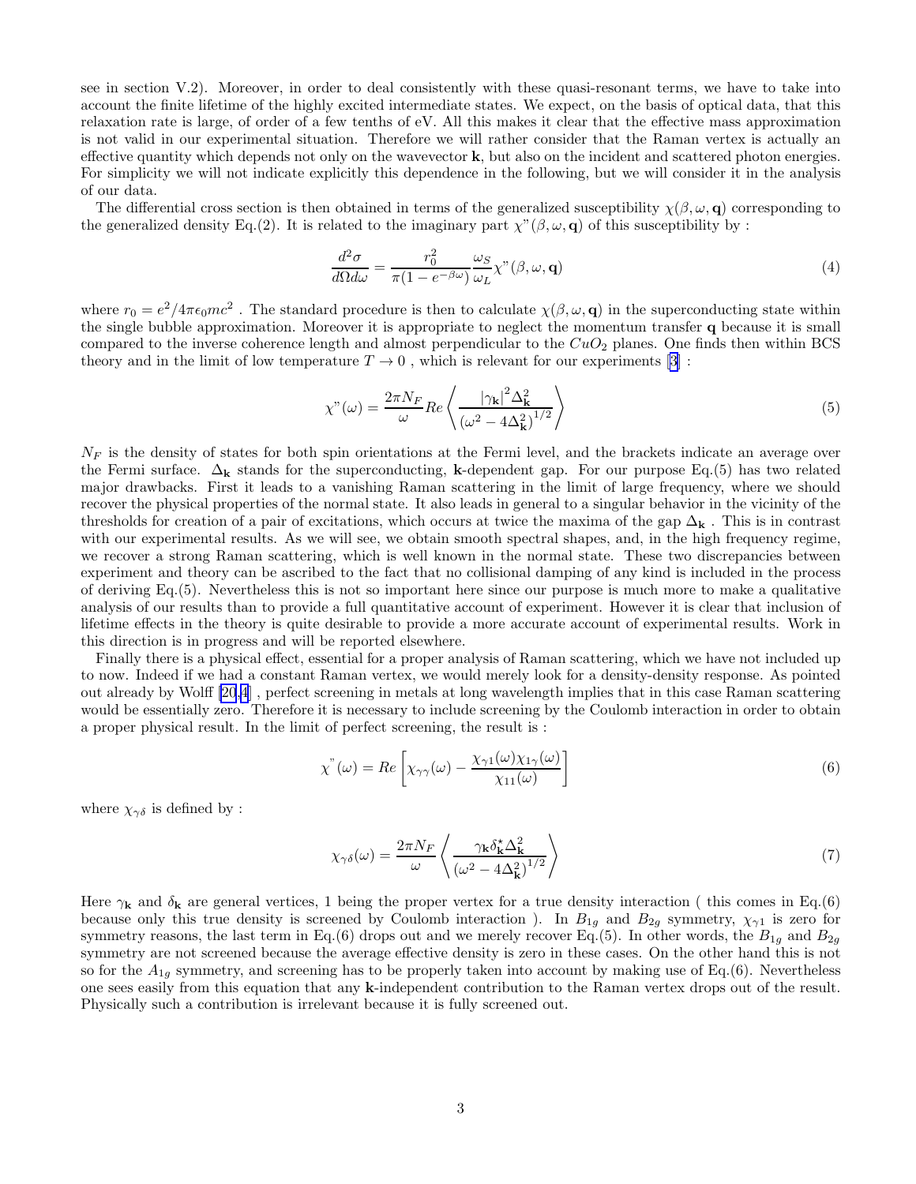see in section V.2). Moreover, in order to deal consistently with these quasi-resonant terms, we have to take into account the finite lifetime of the highly excited intermediate states. We expect, on the basis of optical data, that this relaxation rate is large, of order of a few tenths of eV. All this makes it clear that the effective mass approximation is not valid in our experimental situation. Therefore we will rather consider that the Raman vertex is actually an effective quantity which depends not only on the wavevector $\mathbf{k}$, but also on the incident and scattered photon energies. For simplicity we will not indicate explicitly this dependence in the following, but we will consider it in the analysis of our data.

The differential cross section is then obtained in terms of the generalized susceptibility $\chi(\beta, \omega, \mathbf{q})$ corresponding to the generalized density Eq.(2). It is related to the imaginary part $\chi"(\beta, \omega, \mathbf{q})$ of this susceptibility by :

$$\frac{d^2\sigma}{d\Omega d\omega} = \frac{r_0^2}{\pi(1 - e^{-\beta\omega})} \frac{\omega_S}{\omega_L} \chi"(\beta, \omega, \mathbf{q}) \tag{4}$$

where $r_0 = e^2/4\pi\epsilon_0 mc^2$ . The standard procedure is then to calculate $\chi(\beta, \omega, \mathbf{q})$ in the superconducting state within the single bubble approximation. Moreover it is appropriate to neglect the momentum transfer $\mathbf{q}$ because it is small compared to the inverse coherence length and almost perpendicular to the $CuO_2$ planes. One finds then within BCS theory and in the limit of low temperature $T \to 0$ , which is relevant for our experiments [3] :

$$\chi"(\omega) = \frac{2\pi N_F}{\omega} Re \left\langle \frac{|\gamma_{\mathbf{k}}|^2 \Delta_{\mathbf{k}}^2}{(\omega^2 - 4\Delta_{\mathbf{k}}^2)^{1/2}} \right\rangle \tag{5}$$

$N_F$ is the density of states for both spin orientations at the Fermi level, and the brackets indicate an average over the Fermi surface. $\Delta_{\mathbf{k}}$ stands for the superconducting, $\mathbf{k}$-dependent gap. For our purpose Eq.(5) has two related major drawbacks. First it leads to a vanishing Raman scattering in the limit of large frequency, where we should recover the physical properties of the normal state. It also leads in general to a singular behavior in the vicinity of the thresholds for creation of a pair of excitations, which occurs at twice the maxima of the gap $\Delta_{\mathbf{k}}$ . This is in contrast with our experimental results. As we will see, we obtain smooth spectral shapes, and, in the high frequency regime, we recover a strong Raman scattering, which is well known in the normal state. These two discrepancies between experiment and theory can be ascribed to the fact that no collisional damping of any kind is included in the process of deriving Eq.(5). Nevertheless this is not so important here since our purpose is much more to make a qualitative analysis of our results than to provide a full quantitative account of experiment. However it is clear that inclusion of lifetime effects in the theory is quite desirable to provide a more accurate account of experimental results. Work in this direction is in progress and will be reported elsewhere.

Finally there is a physical effect, essential for a proper analysis of Raman scattering, which we have not included up to now. Indeed if we had a constant Raman vertex, we would merely look for a density-density response. As pointed out already by Wolff [20,4] , perfect screening in metals at long wavelength implies that in this case Raman scattering would be essentially zero. Therefore it is necessary to include screening by the Coulomb interaction in order to obtain a proper physical result. In the limit of perfect screening, the result is :

$$\chi^{"}(\omega) = Re \left[ \chi_{\gamma\gamma}(\omega) - \frac{\chi_{\gamma 1}(\omega)\chi_{1\gamma}(\omega)}{\chi_{11}(\omega)} \right] \tag{6}$$

where $\chi_{\gamma\delta}$ is defined by :

$$\chi_{\gamma\delta}(\omega) = \frac{2\pi N_F}{\omega} \left\langle \frac{\gamma_{\mathbf{k}} \delta_{\mathbf{k}}^{\star} \Delta_{\mathbf{k}}^2}{(\omega^2 - 4\Delta_{\mathbf{k}}^2)^{1/2}} \right\rangle \tag{7}$$

Here $\gamma_{\mathbf{k}}$ and $\delta_{\mathbf{k}}$ are general vertices, 1 being the proper vertex for a true density interaction ( this comes in Eq.(6) because only this true density is screened by Coulomb interaction ). In $B_{1g}$ and $B_{2g}$ symmetry, $\chi_{\gamma 1}$ is zero for symmetry reasons, the last term in Eq.(6) drops out and we merely recover Eq.(5). In other words, the $B_{1g}$ and $B_{2g}$ symmetry are not screened because the average effective density is zero in these cases. On the other hand this is not so for the $A_{1g}$ symmetry, and screening has to be properly taken into account by making use of Eq.(6). Nevertheless one sees easily from this equation that any $\mathbf{k}$-independent contribution to the Raman vertex drops out of the result. Physically such a contribution is irrelevant because it is fully screened out.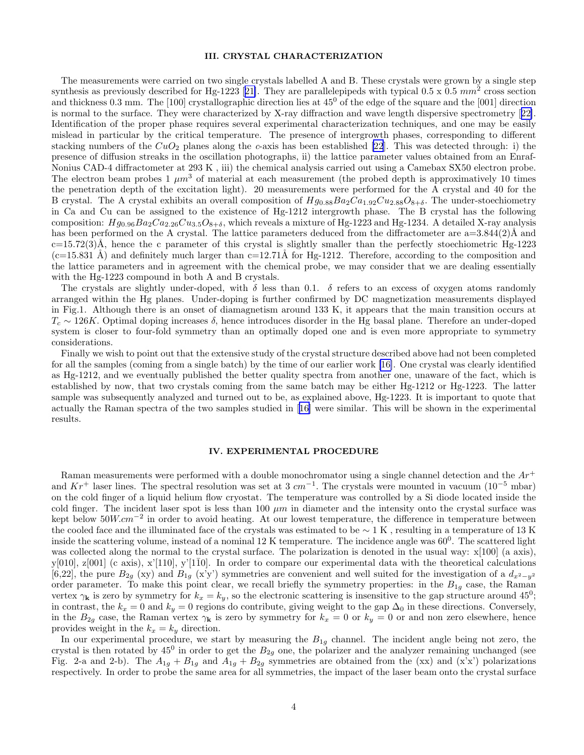### III. CRYSTAL CHARACTERIZATION

The measurements were carried on two single crystals labelled A and B. These crystals were grown by a single step synthesis as previously described for Hg-1223 [21]. They are parallelepipeds with typical 0.5 x 0.5 $mm^2$ cross section and thickness 0.3 mm. The [100] crystallographic direction lies at $45^0$ of the edge of the square and the [001] direction is normal to the surface. They were characterized by X-ray diffraction and wave length dispersive spectrometry [22]. Identification of the proper phase requires several experimental characterization techniques, and one may be easily mislead in particular by the critical temperature. The presence of intergrowth phases, corresponding to different stacking numbers of the $CuO_2$ planes along the $c$-axis has been established [22]. This was detected through: i) the presence of diffusion streaks in the oscillation photographs, ii) the lattice parameter values obtained from an Enraf-Nonius CAD-4 diffractometer at 293 K , iii) the chemical analysis carried out using a Camebax SX50 electron probe. The electron beam probes 1 $\mu m^3$ of material at each measurement (the probed depth is approximately 10 times the penetration depth of the excitation light). 20 measurements were performed for the A crystal and 40 for the B crystal. The A crystal exhibits an overall composition of $Hg_{0.88}Ba_2Ca_{1.92}Cu_{2.88}O_{8+\delta}$. The under-stoechiometry in Ca and Cu can be assigned to the existence of Hg-1212 intergrowth phase. The B crystal has the following composition: $Hg_{0.96}Ba_2Ca_{2.26}Cu_{3.5}O_{8+\delta}$, which reveals a mixture of Hg-1223 and Hg-1234. A detailed X-ray analysis has been performed on the A crystal. The lattice parameters deduced from the diffractometer are a=3.844(2)Å and c=15.72(3)Å, hence the c parameter of this crystal is slightly smaller than the perfectly stoechiometric Hg-1223 (c=15.831 Å) and definitely much larger than c=12.71Å for Hg-1212. Therefore, according to the composition and the lattice parameters and in agreement with the chemical probe, we may consider that we are dealing essentially with the Hg-1223 compound in both A and B crystals.

The crystals are slightly under-doped, with $\delta$ less than 0.1. $\delta$ refers to an excess of oxygen atoms randomly arranged within the Hg planes. Under-doping is further confirmed by DC magnetization measurements displayed in Fig.1. Although there is an onset of diamagnetism around 133 K, it appears that the main transition occurs at $T_c \sim 126K$. Optimal doping increases $\delta$, hence introduces disorder in the Hg basal plane. Therefore an under-doped system is closer to four-fold symmetry than an optimally doped one and is even more appropriate to symmetry considerations.

Finally we wish to point out that the extensive study of the crystal structure described above had not been completed for all the samples (coming from a single batch) by the time of our earlier work [16]. One crystal was clearly identified as Hg-1212, and we eventually published the better quality spectra from another one, unaware of the fact, which is established by now, that two crystals coming from the same batch may be either Hg-1212 or Hg-1223. The latter sample was subsequently analyzed and turned out to be, as explained above, Hg-1223. It is important to quote that actually the Raman spectra of the two samples studied in [16] were similar. This will be shown in the experimental results.

### IV. EXPERIMENTAL PROCEDURE

Raman measurements were performed with a double monochromator using a single channel detection and the $Ar^+$ and $Kr^+$ laser lines. The spectral resolution was set at 3 $cm^{-1}$. The crystals were mounted in vacuum ($10^{-5}$ mbar) on the cold finger of a liquid helium flow cryostat. The temperature was controlled by a Si diode located inside the cold finger. The incident laser spot is less than 100 $\mu m$ in diameter and the intensity onto the crystal surface was kept below $50W.cm^{-2}$ in order to avoid heating. At our lowest temperature, the difference in temperature between the cooled face and the illuminated face of the crystals was estimated to be $\sim 1$ K , resulting in a temperature of 13 K inside the scattering volume, instead of a nominal 12 K temperature. The incidence angle was $60^0$. The scattered light was collected along the normal to the crystal surface. The polarization is denoted in the usual way: x[100] (a axis), y[010], z[001] (c axis), x'[110], y'[1$\bar{1}$0]. In order to compare our experimental data with the theoretical calculations [6,22], the pure $B_{2g}$ (xy) and $B_{1g}$ (x'y') symmetries are convenient and well suited for the investigation of a $d_{x^2-y^2}$ order parameter. To make this point clear, we recall briefly the symmetry properties: in the $B_{1g}$ case, the Raman vertex $\gamma_{\mathbf{k}}$ is zero by symmetry for $k_x = k_y$, so the electronic scattering is insensitive to the gap structure around $45^0$; in contrast, the $k_x = 0$ and $k_y = 0$ regions do contribute, giving weight to the gap $\Delta_0$ in these directions. Conversely, in the $B_{2g}$ case, the Raman vertex $\gamma_{\mathbf{k}}$ is zero by symmetry for $k_x = 0$ or $k_y = 0$ or and non zero elsewhere, hence provides weight in the $k_x = k_y$ direction.

In our experimental procedure, we start by measuring the $B_{1g}$ channel. The incident angle being not zero, the crystal is then rotated by $45^0$ in order to get the $B_{2g}$ one, the polarizer and the analyzer remaining unchanged (see Fig. 2-a and 2-b). The $A_{1g} + B_{1g}$ and $A_{1g} + B_{2g}$ symmetries are obtained from the (xx) and (x'x') polarizations respectively. In order to probe the same area for all symmetries, the impact of the laser beam onto the crystal surface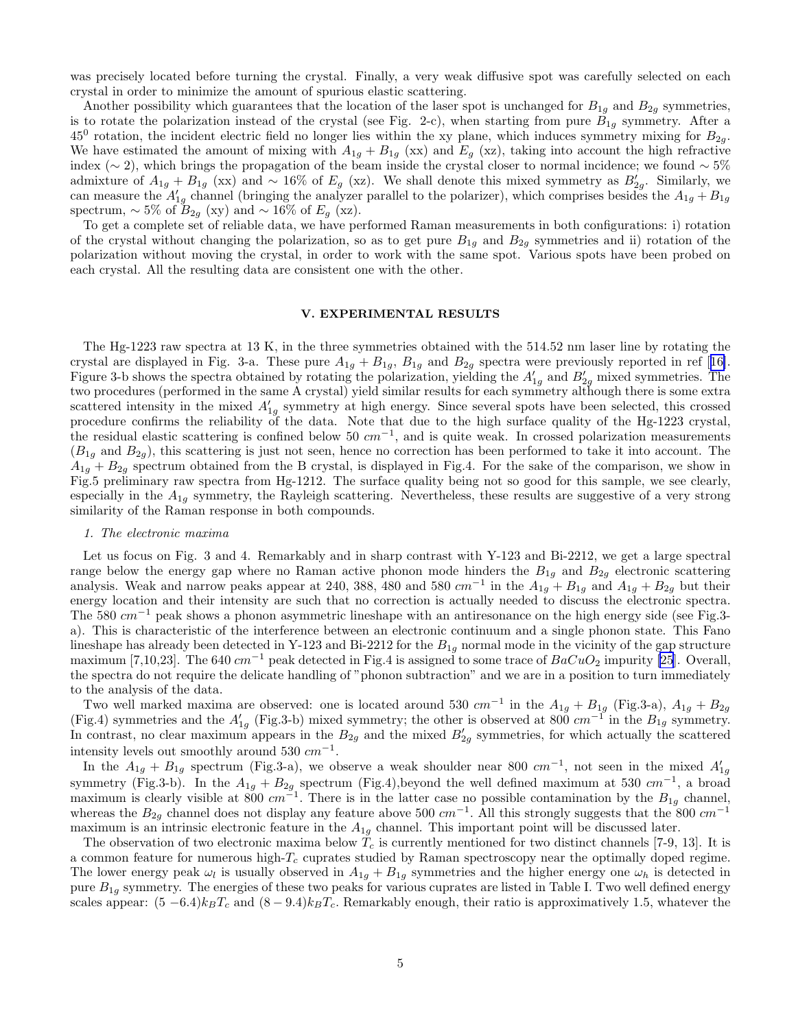was precisely located before turning the crystal. Finally, a very weak diffusive spot was carefully selected on each crystal in order to minimize the amount of spurious elastic scattering.

Another possibility which guarantees that the location of the laser spot is unchanged for $B_{1g}$ and $B_{2g}$ symmetries, is to rotate the polarization instead of the crystal (see Fig. 2-c), when starting from pure $B_{1g}$ symmetry. After a $45^0$ rotation, the incident electric field no longer lies within the xy plane, which induces symmetry mixing for $B_{2g}$. We have estimated the amount of mixing with $A_{1g} + B_{1g}$ (xx) and $E_g$ (xz), taking into account the high refractive index ($\sim 2$), which brings the propagation of the beam inside the crystal closer to normal incidence; we found $\sim 5\%$ admixture of $A_{1g} + B_{1g}$ (xx) and $\sim 16\%$ of $E_g$ (xz). We shall denote this mixed symmetry as $B'_{2g}$. Similarly, we can measure the $A'_{1g}$ channel (bringing the analyzer parallel to the polarizer), which comprises besides the $A_{1g} + B_{1g}$ spectrum, $\sim 5\%$ of $B_{2g}$ (xy) and $\sim 16\%$ of $E_g$ (xz).

To get a complete set of reliable data, we have performed Raman measurements in both configurations: i) rotation of the crystal without changing the polarization, so as to get pure $B_{1g}$ and $B_{2g}$ symmetries and ii) rotation of the polarization without moving the crystal, in order to work with the same spot. Various spots have been probed on each crystal. All the resulting data are consistent one with the other.

## V. EXPERIMENTAL RESULTS

The Hg-1223 raw spectra at 13 K, in the three symmetries obtained with the 514.52 nm laser line by rotating the crystal are displayed in Fig. 3-a. These pure $A_{1g} + B_{1g}$, $B_{1g}$ and $B_{2g}$ spectra were previously reported in ref [16]. Figure 3-b shows the spectra obtained by rotating the polarization, yielding the $A'_{1g}$ and $B'_{2g}$ mixed symmetries. The two procedures (performed in the same A crystal) yield similar results for each symmetry although there is some extra scattered intensity in the mixed $A'_{1g}$ symmetry at high energy. Since several spots have been selected, this crossed procedure confirms the reliability of the data. Note that due to the high surface quality of the Hg-1223 crystal, the residual elastic scattering is confined below 50 $cm^{-1}$, and is quite weak. In crossed polarization measurements ($B_{1g}$ and $B_{2g}$), this scattering is just not seen, hence no correction has been performed to take it into account. The $A_{1g} + B_{2g}$ spectrum obtained from the B crystal, is displayed in Fig.4. For the sake of the comparison, we show in Fig.5 preliminary raw spectra from Hg-1212. The surface quality being not so good for this sample, we see clearly, especially in the $A_{1g}$ symmetry, the Rayleigh scattering. Nevertheless, these results are suggestive of a very strong similarity of the Raman response in both compounds.

### 1. The electronic maxima

Let us focus on Fig. 3 and 4. Remarkably and in sharp contrast with Y-123 and Bi-2212, we get a large spectral range below the energy gap where no Raman active phonon mode hinders the $B_{1g}$ and $B_{2g}$ electronic scattering analysis. Weak and narrow peaks appear at 240, 388, 480 and 580 $cm^{-1}$ in the $A_{1g} + B_{1g}$ and $A_{1g} + B_{2g}$ but their energy location and their intensity are such that no correction is actually needed to discuss the electronic spectra. The 580 $cm^{-1}$ peak shows a phonon asymmetric lineshape with an antiresonance on the high energy side (see Fig.3-a). This is characteristic of the interference between an electronic continuum and a single phonon state. This Fano lineshape has already been detected in Y-123 and Bi-2212 for the $B_{1g}$ normal mode in the vicinity of the gap structure maximum [7,10,23]. The 640 $cm^{-1}$ peak detected in Fig.4 is assigned to some trace of $BaCuO_2$ impurity [25]. Overall, the spectra do not require the delicate handling of "phonon subtraction" and we are in a position to turn immediately to the analysis of the data.

Two well marked maxima are observed: one is located around 530 $cm^{-1}$ in the $A_{1g} + B_{1g}$ (Fig.3-a), $A_{1g} + B_{2g}$ (Fig.4) symmetries and the $A'_{1g}$ (Fig.3-b) mixed symmetry; the other is observed at 800 $cm^{-1}$ in the $B_{1g}$ symmetry. In contrast, no clear maximum appears in the $B_{2g}$ and the mixed $B'_{2g}$ symmetries, for which actually the scattered intensity levels out smoothly around 530 $cm^{-1}$.

In the $A_{1g} + B_{1g}$ spectrum (Fig.3-a), we observe a weak shoulder near 800 $cm^{-1}$, not seen in the mixed $A'_{1g}$ symmetry (Fig.3-b). In the $A_{1g} + B_{2g}$ spectrum (Fig.4),beyond the well defined maximum at 530 $cm^{-1}$, a broad maximum is clearly visible at 800 $cm^{-1}$. There is in the latter case no possible contamination by the $B_{1g}$ channel, whereas the $B_{2g}$ channel does not display any feature above 500 $cm^{-1}$. All this strongly suggests that the 800 $cm^{-1}$ maximum is an intrinsic electronic feature in the $A_{1g}$ channel. This important point will be discussed later.

The observation of two electronic maxima below $T_c$ is currently mentioned for two distinct channels [7-9, 13]. It is a common feature for numerous high-$T_c$ cuprates studied by Raman spectroscopy near the optimally doped regime. The lower energy peak $\omega_l$ is usually observed in $A_{1g} + B_{1g}$ symmetries and the higher energy one $\omega_h$ is detected in pure $B_{1g}$ symmetry. The energies of these two peaks for various cuprates are listed in Table I. Two well defined energy scales appear: $(5 - 6.4) k_B T_c$ and $(8 - 9.4) k_B T_c$. Remarkably enough, their ratio is approximatively 1.5, whatever the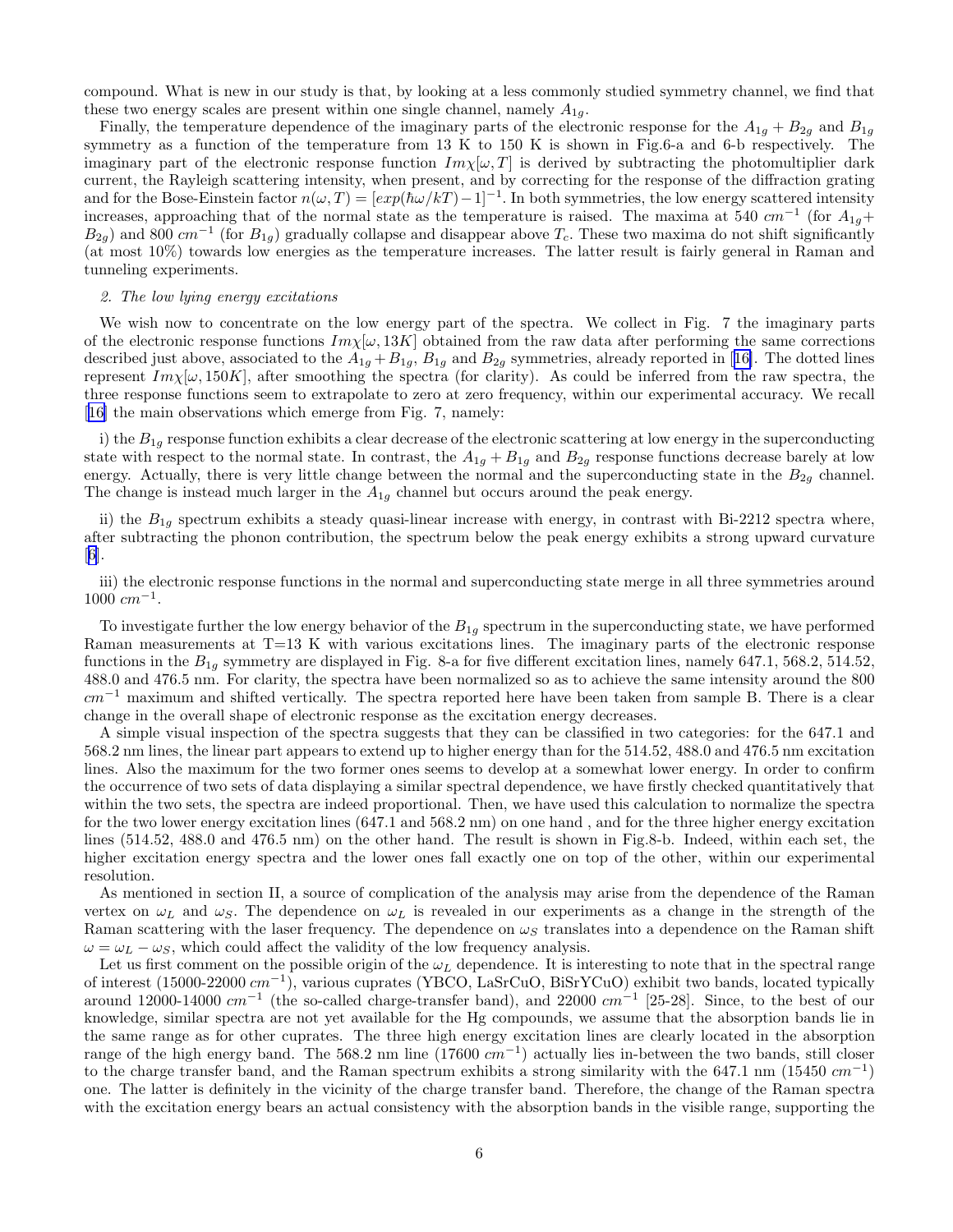compound. What is new in our study is that, by looking at a less commonly studied symmetry channel, we find that these two energy scales are present within one single channel, namely $A_{1g}$.

Finally, the temperature dependence of the imaginary parts of the electronic response for the $A_{1g} + B_{2g}$ and $B_{1g}$ symmetry as a function of the temperature from 13 K to 150 K is shown in Fig.6-a and 6-b respectively. The imaginary part of the electronic response function $Im\chi[\omega, T]$ is derived by subtracting the photomultiplier dark current, the Rayleigh scattering intensity, when present, and by correcting for the response of the diffraction grating and for the Bose-Einstein factor $n(\omega, T) = [exp(\hbar\omega/kT) - 1]^{-1}$. In both symmetries, the low energy scattered intensity increases, approaching that of the normal state as the temperature is raised. The maxima at 540 $cm^{-1}$ (for $A_{1g}+B_{2g}$) and 800 $cm^{-1}$ (for $B_{1g}$) gradually collapse and disappear above $T_c$. These two maxima do not shift significantly (at most 10%) towards low energies as the temperature increases. The latter result is fairly general in Raman and tunneling experiments.

### 2. The low lying energy excitations

We wish now to concentrate on the low energy part of the spectra. We collect in Fig. 7 the imaginary parts of the electronic response functions $Im\chi[\omega, 13K]$ obtained from the raw data after performing the same corrections described just above, associated to the $A_{1g} + B_{1g}$, $B_{1g}$ and $B_{2g}$ symmetries, already reported in [16]. The dotted lines represent $Im\chi[\omega, 150K]$, after smoothing the spectra (for clarity). As could be inferred from the raw spectra, the three response functions seem to extrapolate to zero at zero frequency, within our experimental accuracy. We recall [16] the main observations which emerge from Fig. 7, namely:

i) the $B_{1g}$ response function exhibits a clear decrease of the electronic scattering at low energy in the superconducting state with respect to the normal state. In contrast, the $A_{1g} + B_{1g}$ and $B_{2g}$ response functions decrease barely at low energy. Actually, there is very little change between the normal and the superconducting state in the $B_{2g}$ channel. The change is instead much larger in the $A_{1g}$ channel but occurs around the peak energy.

ii) the $B_{1g}$ spectrum exhibits a steady quasi-linear increase with energy, in contrast with Bi-2212 spectra where, after subtracting the phonon contribution, the spectrum below the peak energy exhibits a strong upward curvature [6].

iii) the electronic response functions in the normal and superconducting state merge in all three symmetries around 1000 $cm^{-1}$.

To investigate further the low energy behavior of the $B_{1g}$ spectrum in the superconducting state, we have performed Raman measurements at T=13 K with various excitations lines. The imaginary parts of the electronic response functions in the $B_{1g}$ symmetry are displayed in Fig. 8-a for five different excitation lines, namely 647.1, 568.2, 514.52, 488.0 and 476.5 nm. For clarity, the spectra have been normalized so as to achieve the same intensity around the 800 $cm^{-1}$ maximum and shifted vertically. The spectra reported here have been taken from sample B. There is a clear change in the overall shape of electronic response as the excitation energy decreases.

A simple visual inspection of the spectra suggests that they can be classified in two categories: for the 647.1 and 568.2 nm lines, the linear part appears to extend up to higher energy than for the 514.52, 488.0 and 476.5 nm excitation lines. Also the maximum for the two former ones seems to develop at a somewhat lower energy. In order to confirm the occurrence of two sets of data displaying a similar spectral dependence, we have firstly checked quantitatively that within the two sets, the spectra are indeed proportional. Then, we have used this calculation to normalize the spectra for the two lower energy excitation lines (647.1 and 568.2 nm) on one hand , and for the three higher energy excitation lines (514.52, 488.0 and 476.5 nm) on the other hand. The result is shown in Fig.8-b. Indeed, within each set, the higher excitation energy spectra and the lower ones fall exactly one on top of the other, within our experimental resolution.

As mentioned in section II, a source of complication of the analysis may arise from the dependence of the Raman vertex on $\omega_L$ and $\omega_S$. The dependence on $\omega_L$ is revealed in our experiments as a change in the strength of the Raman scattering with the laser frequency. The dependence on $\omega_S$ translates into a dependence on the Raman shift $\omega = \omega_L - \omega_S$, which could affect the validity of the low frequency analysis.

Let us first comment on the possible origin of the $\omega_L$ dependence. It is interesting to note that in the spectral range of interest (15000-22000 $cm^{-1}$), various cuprates (YBCO, LaSrCuO, BiSrYCuO) exhibit two bands, located typically around 12000-14000 $cm^{-1}$ (the so-called charge-transfer band), and 22000 $cm^{-1}$ [25-28]. Since, to the best of our knowledge, similar spectra are not yet available for the Hg compounds, we assume that the absorption bands lie in the same range as for other cuprates. The three high energy excitation lines are clearly located in the absorption range of the high energy band. The 568.2 nm line (17600 $cm^{-1}$) actually lies in-between the two bands, still closer to the charge transfer band, and the Raman spectrum exhibits a strong similarity with the 647.1 nm (15450 $cm^{-1}$) one. The latter is definitely in the vicinity of the charge transfer band. Therefore, the change of the Raman spectra with the excitation energy bears an actual consistency with the absorption bands in the visible range, supporting the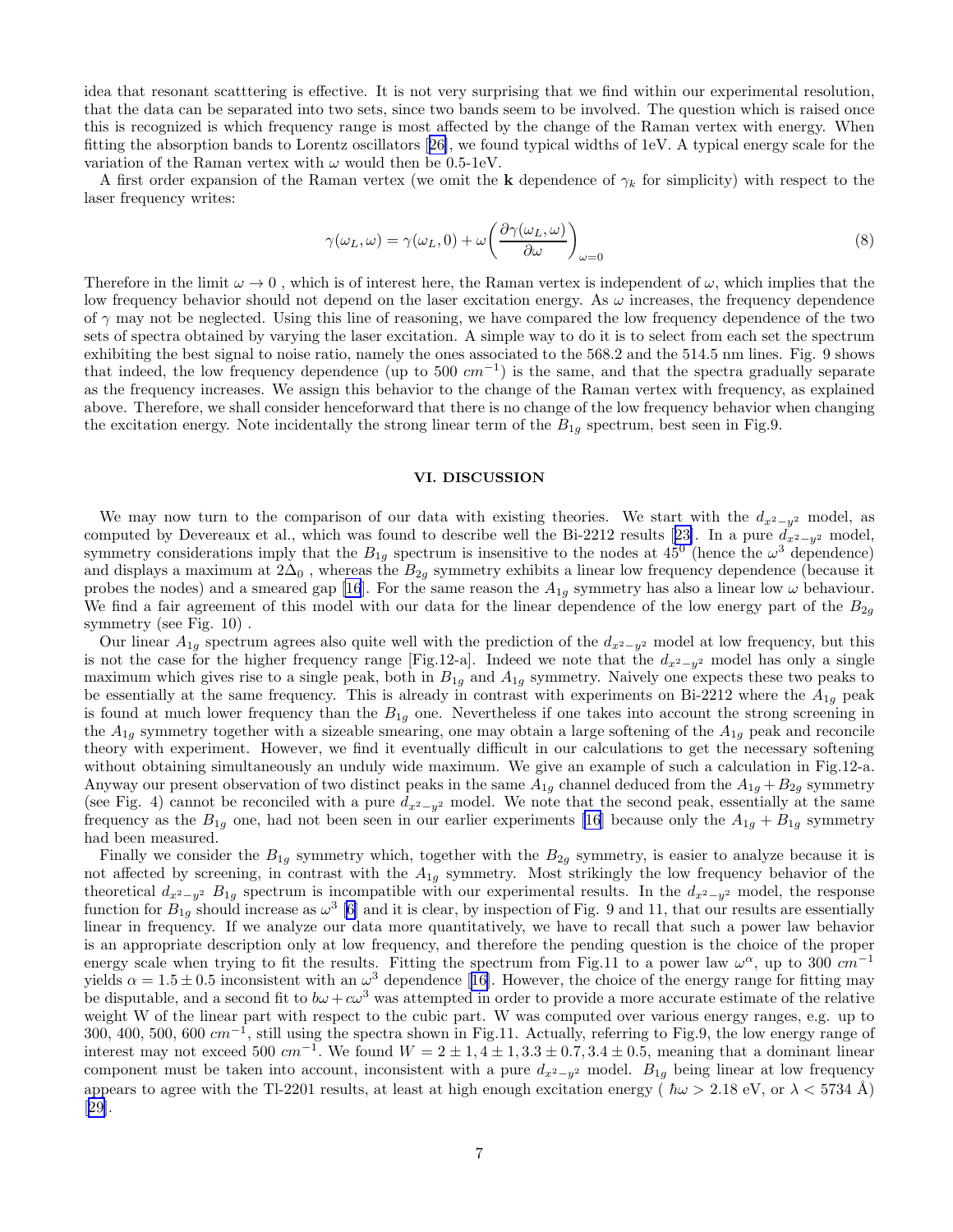idea that resonant scatttering is effective. It is not very surprising that we find within our experimental resolution, that the data can be separated into two sets, since two bands seem to be involved. The question which is raised once this is recognized is which frequency range is most affected by the change of the Raman vertex with energy. When fitting the absorption bands to Lorentz oscillators [26], we found typical widths of 1eV. A typical energy scale for the variation of the Raman vertex with $\omega$ would then be 0.5-1eV.

A first order expansion of the Raman vertex (we omit the $\mathbf{k}$ dependence of $\gamma_k$ for simplicity) with respect to the laser frequency writes:

$$\gamma(\omega_L, \omega) = \gamma(\omega_L, 0) + \omega \left( \frac{\partial \gamma(\omega_L, \omega)}{\partial \omega} \right)_{\omega=0} \tag{8}$$

Therefore in the limit $\omega \to 0$ , which is of interest here, the Raman vertex is independent of $\omega$, which implies that the low frequency behavior should not depend on the laser excitation energy. As $\omega$ increases, the frequency dependence of $\gamma$ may not be neglected. Using this line of reasoning, we have compared the low frequency dependence of the two sets of spectra obtained by varying the laser excitation. A simple way to do it is to select from each set the spectrum exhibiting the best signal to noise ratio, namely the ones associated to the 568.2 and the 514.5 nm lines. Fig. 9 shows that indeed, the low frequency dependence (up to 500 $cm^{-1}$) is the same, and that the spectra gradually separate as the frequency increases. We assign this behavior to the change of the Raman vertex with frequency, as explained above. Therefore, we shall consider henceforward that there is no change of the low frequency behavior when changing the excitation energy. Note incidentally the strong linear term of the $B_{1g}$ spectrum, best seen in Fig.9.

## VI. DISCUSSION

We may now turn to the comparison of our data with existing theories. We start with the $d_{x^2-y^2}$ model, as computed by Devereaux et al., which was found to describe well the Bi-2212 results [23]. In a pure $d_{x^2-y^2}$ model, symmetry considerations imply that the $B_{1g}$ spectrum is insensitive to the nodes at $45^0$ (hence the $\omega^3$ dependence) and displays a maximum at $2\Delta_0$ , whereas the $B_{2g}$ symmetry exhibits a linear low frequency dependence (because it probes the nodes) and a smeared gap [16]. For the same reason the $A_{1g}$ symmetry has also a linear low $\omega$ behaviour. We find a fair agreement of this model with our data for the linear dependence of the low energy part of the $B_{2g}$ symmetry (see Fig. 10) .

Our linear $A_{1g}$ spectrum agrees also quite well with the prediction of the $d_{x^2-y^2}$ model at low frequency, but this is not the case for the higher frequency range [Fig.12-a]. Indeed we note that the $d_{x^2-y^2}$ model has only a single maximum which gives rise to a single peak, both in $B_{1g}$ and $A_{1g}$ symmetry. Naively one expects these two peaks to be essentially at the same frequency. This is already in contrast with experiments on Bi-2212 where the $A_{1g}$ peak is found at much lower frequency than the $B_{1g}$ one. Nevertheless if one takes into account the strong screening in the $A_{1g}$ symmetry together with a sizeable smearing, one may obtain a large softening of the $A_{1g}$ peak and reconcile theory with experiment. However, we find it eventually difficult in our calculations to get the necessary softening without obtaining simultaneously an unduly wide maximum. We give an example of such a calculation in Fig.12-a. Anyway our present observation of two distinct peaks in the same $A_{1g}$ channel deduced from the $A_{1g} + B_{2g}$ symmetry (see Fig. 4) cannot be reconciled with a pure $d_{x^2-y^2}$ model. We note that the second peak, essentially at the same frequency as the $B_{1g}$ one, had not been seen in our earlier experiments [16] because only the $A_{1g} + B_{1g}$ symmetry had been measured.

Finally we consider the $B_{1g}$ symmetry which, together with the $B_{2g}$ symmetry, is easier to analyze because it is not affected by screening, in contrast with the $A_{1g}$ symmetry. Most strikingly the low frequency behavior of the theoretical $d_{x^2-y^2}$ $B_{1g}$ spectrum is incompatible with our experimental results. In the $d_{x^2-y^2}$ model, the response function for $B_{1g}$ should increase as $\omega^3$ [6] and it is clear, by inspection of Fig. 9 and 11, that our results are essentially linear in frequency. If we analyze our data more quantitatively, we have to recall that such a power law behavior is an appropriate description only at low frequency, and therefore the pending question is the choice of the proper energy scale when trying to fit the results. Fitting the spectrum from Fig.11 to a power law $\omega^\alpha$, up to 300 $cm^{-1}$ yields $\alpha = 1.5 \pm 0.5$ inconsistent with an $\omega^3$ dependence [16]. However, the choice of the energy range for fitting may be disputable, and a second fit to $b\omega + c\omega^3$ was attempted in order to provide a more accurate estimate of the relative weight W of the linear part with respect to the cubic part. W was computed over various energy ranges, e.g. up to 300, 400, 500, 600 $cm^{-1}$, still using the spectra shown in Fig.11. Actually, referring to Fig.9, the low energy range of interest may not exceed 500 $cm^{-1}$. We found $W = 2 \pm 1, 4 \pm 1, 3.3 \pm 0.7, 3.4 \pm 0.5$, meaning that a dominant linear component must be taken into account, inconsistent with a pure $d_{x^2-y^2}$ model. $B_{1g}$ being linear at low frequency appears to agree with the Tl-2201 results, at least at high enough excitation energy ( $\hbar\omega > 2.18$ eV, or $\lambda < 5734$ Å) [29].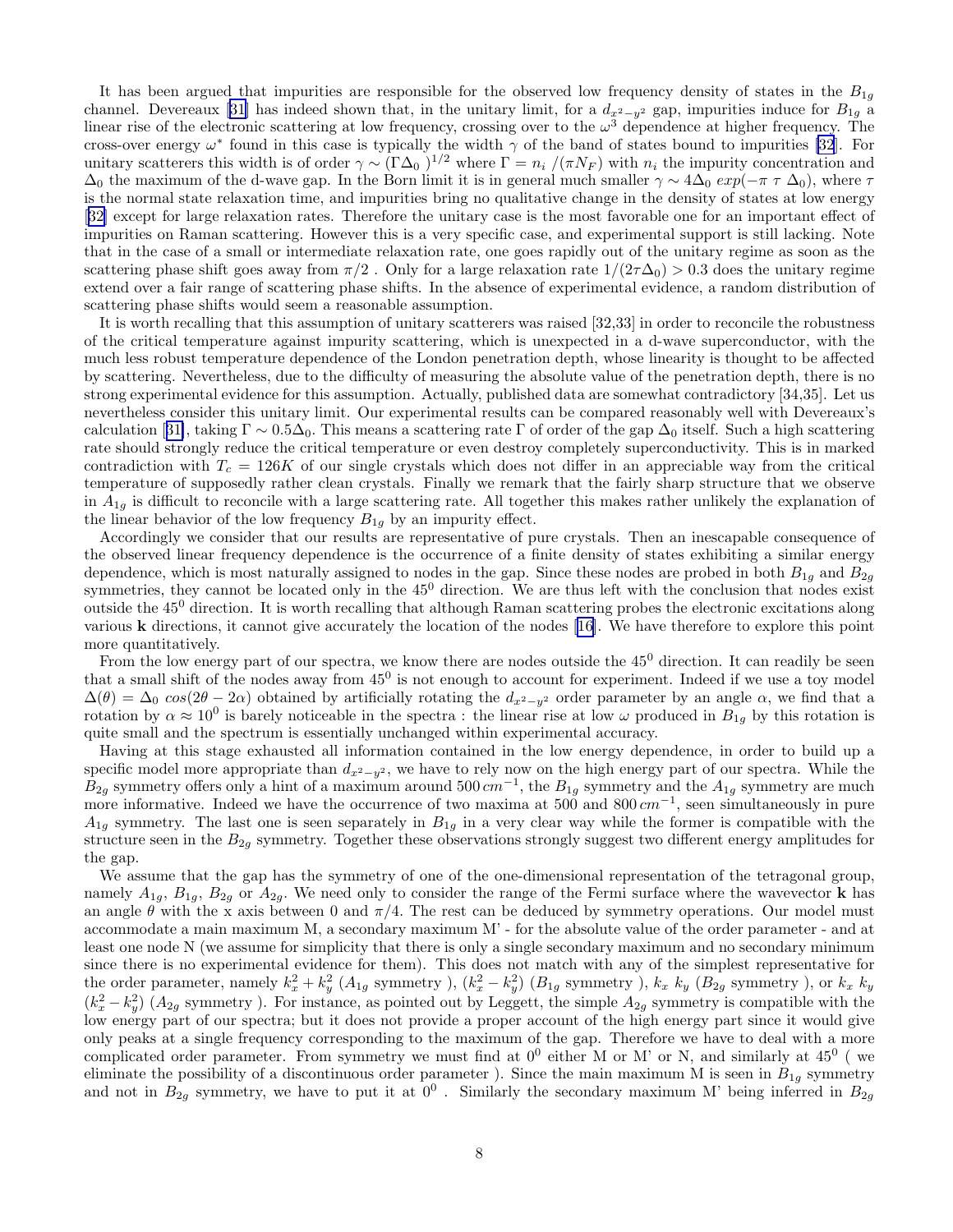It has been argued that impurities are responsible for the observed low frequency density of states in the $B_{1g}$ channel. Devereaux [31] has indeed shown that, in the unitary limit, for a $d_{x^2-y^2}$ gap, impurities induce for $B_{1g}$ a linear rise of the electronic scattering at low frequency, crossing over to the $\omega^3$ dependence at higher frequency. The cross-over energy $\omega^*$ found in this case is typically the width $\gamma$ of the band of states bound to impurities [32]. For unitary scatterers this width is of order $\gamma \sim (\Gamma \Delta_0\,)^{1/2}$ where $\Gamma = n_i\;/(\pi N_F)$ with $n_i$ the impurity concentration and $\Delta_0$ the maximum of the d-wave gap. In the Born limit it is in general much smaller $\gamma \sim 4\Delta_0\; exp(-\pi\;\tau\;\Delta_0)$, where $\tau$ is the normal state relaxation time, and impurities bring no qualitative change in the density of states at low energy [32] except for large relaxation rates. Therefore the unitary case is the most favorable one for an important effect of impurities on Raman scattering. However this is a very specific case, and experimental support is still lacking. Note that in the case of a small or intermediate relaxation rate, one goes rapidly out of the unitary regime as soon as the scattering phase shift goes away from $\pi/2$ . Only for a large relaxation rate $1/(2\tau\Delta_0) > 0.3$ does the unitary regime extend over a fair range of scattering phase shifts. In the absence of experimental evidence, a random distribution of scattering phase shifts would seem a reasonable assumption.

It is worth recalling that this assumption of unitary scatterers was raised [32,33] in order to reconcile the robustness of the critical temperature against impurity scattering, which is unexpected in a d-wave superconductor, with the much less robust temperature dependence of the London penetration depth, whose linearity is thought to be affected by scattering. Nevertheless, due to the difficulty of measuring the absolute value of the penetration depth, there is no strong experimental evidence for this assumption. Actually, published data are somewhat contradictory [34,35]. Let us nevertheless consider this unitary limit. Our experimental results can be compared reasonably well with Devereaux's calculation [31], taking $\Gamma \sim 0.5\Delta_0$. This means a scattering rate $\Gamma$ of order of the gap $\Delta_0$ itself. Such a high scattering rate should strongly reduce the critical temperature or even destroy completely superconductivity. This is in marked contradiction with $T_c = 126K$ of our single crystals which does not differ in an appreciable way from the critical temperature of supposedly rather clean crystals. Finally we remark that the fairly sharp structure that we observe in $A_{1g}$ is difficult to reconcile with a large scattering rate. All together this makes rather unlikely the explanation of the linear behavior of the low frequency $B_{1g}$ by an impurity effect.

Accordingly we consider that our results are representative of pure crystals. Then an inescapable consequence of the observed linear frequency dependence is the occurrence of a finite density of states exhibiting a similar energy dependence, which is most naturally assigned to nodes in the gap. Since these nodes are probed in both $B_{1g}$ and $B_{2g}$ symmetries, they cannot be located only in the $45^0$ direction. We are thus left with the conclusion that nodes exist outside the $45^0$ direction. It is worth recalling that although Raman scattering probes the electronic excitations along various **k** directions, it cannot give accurately the location of the nodes [16]. We have therefore to explore this point more quantitatively.

From the low energy part of our spectra, we know there are nodes outside the $45^0$ direction. It can readily be seen that a small shift of the nodes away from $45^0$ is not enough to account for experiment. Indeed if we use a toy model $\Delta(\theta) = \Delta_0\; cos(2\theta - 2\alpha)$ obtained by artificially rotating the $d_{x^2-y^2}$ order parameter by an angle $\alpha$, we find that a rotation by $\alpha \approx 10^0$ is barely noticeable in the spectra : the linear rise at low $\omega$ produced in $B_{1g}$ by this rotation is quite small and the spectrum is essentially unchanged within experimental accuracy.

Having at this stage exhausted all information contained in the low energy dependence, in order to build up a specific model more appropriate than $d_{x^2-y^2}$, we have to rely now on the high energy part of our spectra. While the $B_{2g}$ symmetry offers only a hint of a maximum around $500\,cm^{-1}$, the $B_{1g}$ symmetry and the $A_{1g}$ symmetry are much more informative. Indeed we have the occurrence of two maxima at 500 and $800\,cm^{-1}$, seen simultaneously in pure $A_{1g}$ symmetry. The last one is seen separately in $B_{1g}$ in a very clear way while the former is compatible with the structure seen in the $B_{2g}$ symmetry. Together these observations strongly suggest two different energy amplitudes for the gap.

We assume that the gap has the symmetry of one of the one-dimensional representation of the tetragonal group, namely $A_{1g}$, $B_{1g}$, $B_{2g}$ or $A_{2g}$. We need only to consider the range of the Fermi surface where the wavevector **k** has an angle $\theta$ with the x axis between 0 and $\pi/4$. The rest can be deduced by symmetry operations. Our model must accommodate a main maximum M, a secondary maximum M' - for the absolute value of the order parameter - and at least one node N (we assume for simplicity that there is only a single secondary maximum and no secondary minimum since there is no experimental evidence for them). This does not match with any of the simplest representative for the order parameter, namely $k_x^2 + k_y^2$ ($A_{1g}$ symmetry ), $(k_x^2 - k_y^2)$ ($B_{1g}$ symmetry ), $k_x\; k_y$ ($B_{2g}$ symmetry ), or $k_x\; k_y$ $(k_x^2 - k_y^2)$ ($A_{2g}$ symmetry ). For instance, as pointed out by Leggett, the simple $A_{2g}$ symmetry is compatible with the low energy part of our spectra; but it does not provide a proper account of the high energy part since it would give only peaks at a single frequency corresponding to the maximum of the gap. Therefore we have to deal with a more complicated order parameter. From symmetry we must find at $0^0$ either M or M' or N, and similarly at $45^0$ ( we eliminate the possibility of a discontinuous order parameter ). Since the main maximum M is seen in $B_{1g}$ symmetry and not in $B_{2g}$ symmetry, we have to put it at $0^0$ . Similarly the secondary maximum M' being inferred in $B_{2g}$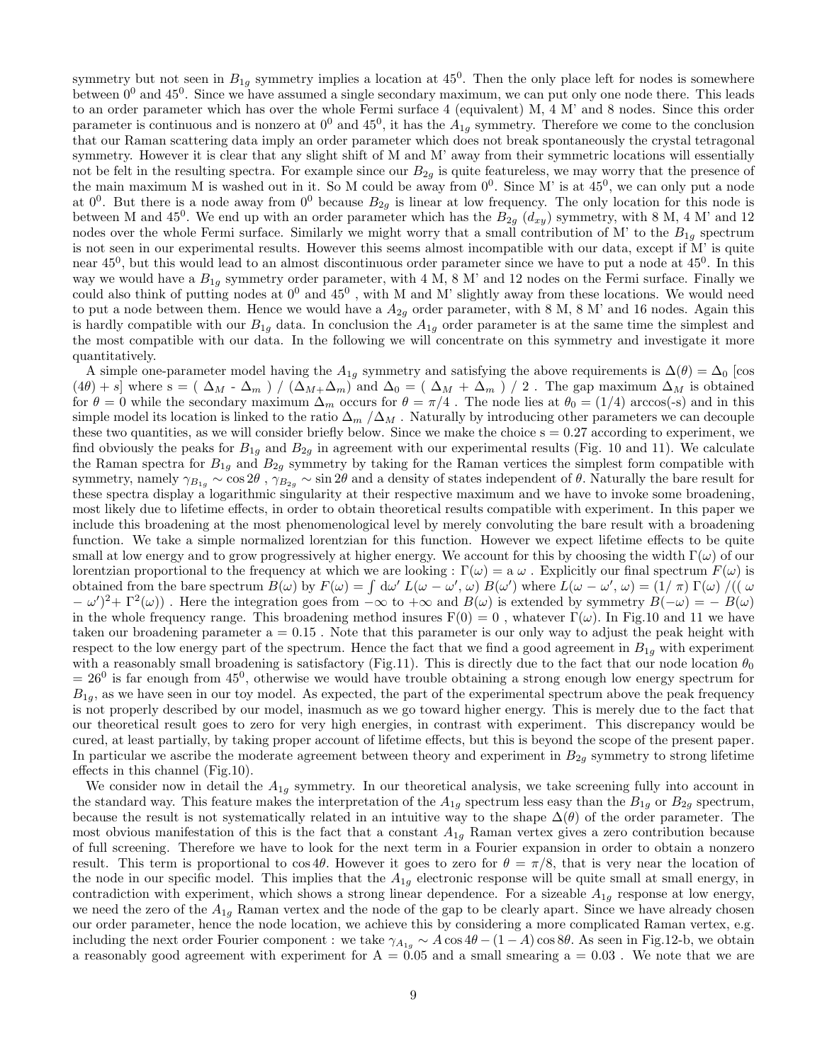symmetry but not seen in $B_{1g}$ symmetry implies a location at $45^0$. Then the only place left for nodes is somewhere between $0^0$ and $45^0$. Since we have assumed a single secondary maximum, we can put only one node there. This leads to an order parameter which has over the whole Fermi surface 4 (equivalent) M, 4 M' and 8 nodes. Since this order parameter is continuous and is nonzero at $0^0$ and $45^0$, it has the $A_{1g}$ symmetry. Therefore we come to the conclusion that our Raman scattering data imply an order parameter which does not break spontaneously the crystal tetragonal symmetry. However it is clear that any slight shift of M and M' away from their symmetric locations will essentially not be felt in the resulting spectra. For example since our $B_{2g}$ is quite featureless, we may worry that the presence of the main maximum M is washed out in it. So M could be away from $0^0$. Since M' is at $45^0$, we can only put a node at $0^0$. But there is a node away from $0^0$ because $B_{2g}$ is linear at low frequency. The only location for this node is between M and $45^0$. We end up with an order parameter which has the $B_{2g}$ ($d_{xy}$) symmetry, with 8 M, 4 M' and 12 nodes over the whole Fermi surface. Similarly we might worry that a small contribution of M' to the $B_{1g}$ spectrum is not seen in our experimental results. However this seems almost incompatible with our data, except if M' is quite near $45^0$, but this would lead to an almost discontinuous order parameter since we have to put a node at $45^0$. In this way we would have a $B_{1g}$ symmetry order parameter, with 4 M, 8 M' and 12 nodes on the Fermi surface. Finally we could also think of putting nodes at $0^0$ and $45^0$ , with M and M' slightly away from these locations. We would need to put a node between them. Hence we would have a $A_{2g}$ order parameter, with 8 M, 8 M' and 16 nodes. Again this is hardly compatible with our $B_{1g}$ data. In conclusion the $A_{1g}$ order parameter is at the same time the simplest and the most compatible with our data. In the following we will concentrate on this symmetry and investigate it more quantitatively.

A simple one-parameter model having the $A_{1g}$ symmetry and satisfying the above requirements is $\Delta(\theta) = \Delta_0$ [cos $(4\theta) + s$] where s = ( $\Delta_M$ - $\Delta_m$ ) / ($\Delta_M + \Delta_m$) and $\Delta_0$ = ( $\Delta_M$ + $\Delta_m$ ) / 2 . The gap maximum $\Delta_M$ is obtained for $\theta = 0$ while the secondary maximum $\Delta_m$ occurs for $\theta = \pi/4$ . The node lies at $\theta_0 = (1/4)$ arccos(-s) and in this simple model its location is linked to the ratio $\Delta_m / \Delta_M$ . Naturally by introducing other parameters we can decouple these two quantities, as we will consider briefly below. Since we make the choice s = 0.27 according to experiment, we find obviously the peaks for $B_{1g}$ and $B_{2g}$ in agreement with our experimental results (Fig. 10 and 11). We calculate the Raman spectra for $B_{1g}$ and $B_{2g}$ symmetry by taking for the Raman vertices the simplest form compatible with symmetry, namely $\gamma_{B_{1g}} \sim \cos 2\theta$ , $\gamma_{B_{2g}} \sim \sin 2\theta$ and a density of states independent of $\theta$. Naturally the bare result for these spectra display a logarithmic singularity at their respective maximum and we have to invoke some broadening, most likely due to lifetime effects, in order to obtain theoretical results compatible with experiment. In this paper we include this broadening at the most phenomenological level by merely convoluting the bare result with a broadening function. We take a simple normalized lorentzian for this function. However we expect lifetime effects to be quite small at low energy and to grow progressively at higher energy. We account for this by choosing the width $\Gamma(\omega)$ of our lorentzian proportional to the frequency at which we are looking : $\Gamma(\omega)$ = a $\omega$ . Explicitly our final spectrum $F(\omega)$ is obtained from the bare spectrum $B(\omega)$ by $F(\omega) = \int d\omega'\ L(\omega - \omega', \omega)\ B(\omega')$ where $L(\omega - \omega', \omega) = (1/\ \pi)\ \Gamma(\omega)\ /((\ \omega - \omega')^2 + \Gamma^2(\omega))$ . Here the integration goes from $-\infty$ to $+\infty$ and $B(\omega)$ is extended by symmetry $B(-\omega) = -\ B(\omega)$ in the whole frequency range. This broadening method insures F(0) = 0 , whatever $\Gamma(\omega)$. In Fig.10 and 11 we have taken our broadening parameter a = 0.15 . Note that this parameter is our only way to adjust the peak height with respect to the low energy part of the spectrum. Hence the fact that we find a good agreement in $B_{1g}$ with experiment with a reasonably small broadening is satisfactory (Fig.11). This is directly due to the fact that our node location $\theta_0$ = $26^0$ is far enough from $45^0$, otherwise we would have trouble obtaining a strong enough low energy spectrum for $B_{1g}$, as we have seen in our toy model. As expected, the part of the experimental spectrum above the peak frequency is not properly described by our model, inasmuch as we go toward higher energy. This is merely due to the fact that our theoretical result goes to zero for very high energies, in contrast with experiment. This discrepancy would be cured, at least partially, by taking proper account of lifetime effects, but this is beyond the scope of the present paper. In particular we ascribe the moderate agreement between theory and experiment in $B_{2g}$ symmetry to strong lifetime effects in this channel (Fig.10).

We consider now in detail the $A_{1g}$ symmetry. In our theoretical analysis, we take screening fully into account in the standard way. This feature makes the interpretation of the $A_{1g}$ spectrum less easy than the $B_{1g}$ or $B_{2g}$ spectrum, because the result is not systematically related in an intuitive way to the shape $\Delta(\theta)$ of the order parameter. The most obvious manifestation of this is the fact that a constant $A_{1g}$ Raman vertex gives a zero contribution because of full screening. Therefore we have to look for the next term in a Fourier expansion in order to obtain a nonzero result. This term is proportional to $\cos 4\theta$. However it goes to zero for $\theta = \pi/8$, that is very near the location of the node in our specific model. This implies that the $A_{1g}$ electronic response will be quite small at small energy, in contradiction with experiment, which shows a strong linear dependence. For a sizeable $A_{1g}$ response at low energy, we need the zero of the $A_{1g}$ Raman vertex and the node of the gap to be clearly apart. Since we have already chosen our order parameter, hence the node location, we achieve this by considering a more complicated Raman vertex, e.g. including the next order Fourier component : we take $\gamma_{A_{1g}} \sim A \cos 4\theta - (1 - A) \cos 8\theta$. As seen in Fig.12-b, we obtain a reasonably good agreement with experiment for A = 0.05 and a small smearing a = 0.03 . We note that we are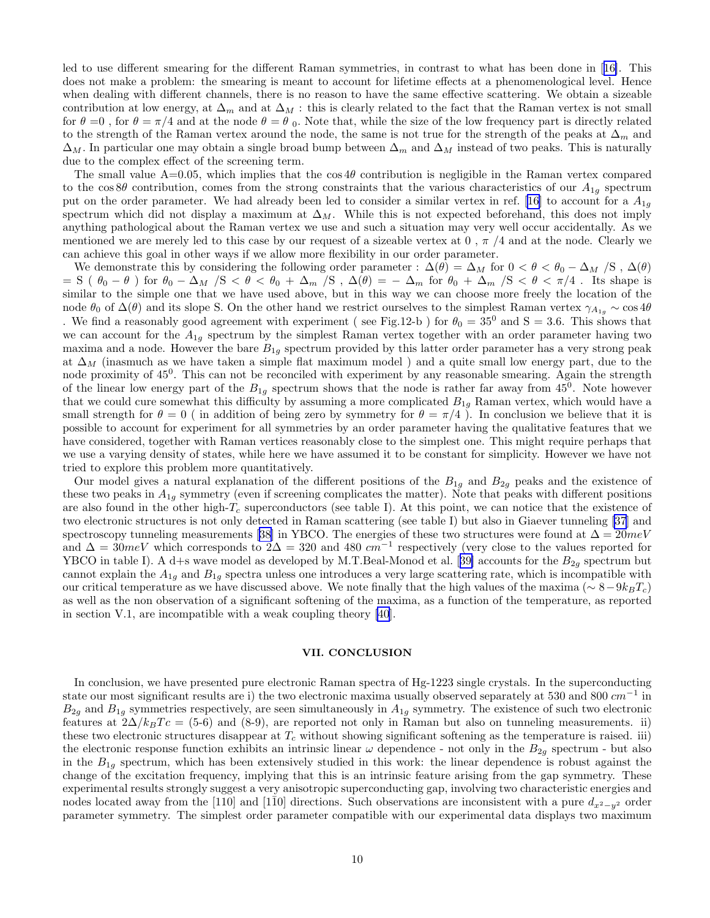led to use different smearing for the different Raman symmetries, in contrast to what has been done in [16]. This does not make a problem: the smearing is meant to account for lifetime effects at a phenomenological level. Hence when dealing with different channels, there is no reason to have the same effective scattering. We obtain a sizeable contribution at low energy, at $\Delta_m$ and at $\Delta_M$ : this is clearly related to the fact that the Raman vertex is not small for $\theta$ =0 , for $\theta = \pi/4$ and at the node $\theta = \theta_0$. Note that, while the size of the low frequency part is directly related to the strength of the Raman vertex around the node, the same is not true for the strength of the peaks at $\Delta_m$ and $\Delta_M$. In particular one may obtain a single broad bump between $\Delta_m$ and $\Delta_M$ instead of two peaks. This is naturally due to the complex effect of the screening term.

The small value A=0.05, which implies that the $\cos 4\theta$ contribution is negligible in the Raman vertex compared to the $\cos 8\theta$ contribution, comes from the strong constraints that the various characteristics of our $A_{1g}$ spectrum put on the order parameter. We had already been led to consider a similar vertex in ref. [16] to account for a $A_{1g}$ spectrum which did not display a maximum at $\Delta_M$. While this is not expected beforehand, this does not imply anything pathological about the Raman vertex we use and such a situation may very well occur accidentally. As we mentioned we are merely led to this case by our request of a sizeable vertex at 0 , $\pi$ /4 and at the node. Clearly we can achieve this goal in other ways if we allow more flexibility in our order parameter.

We demonstrate this by considering the following order parameter : $\Delta(\theta) = \Delta_M$ for $0 < \theta < \theta_0 - \Delta_M$ /S , $\Delta(\theta)$ = S ( $\theta_0 - \theta$ ) for $\theta_0 - \Delta_M$ /S $< \theta < \theta_0 + \Delta_m$ /S , $\Delta(\theta) = - \Delta_m$ for $\theta_0 + \Delta_m$ /S $< \theta < \pi/4$ . Its shape is similar to the simple one that we have used above, but in this way we can choose more freely the location of the node $\theta_0$ of $\Delta(\theta)$ and its slope S. On the other hand we restrict ourselves to the simplest Raman vertex $\gamma_{A_{1g}} \sim \cos 4\theta$ . We find a reasonably good agreement with experiment ( see Fig.12-b ) for $\theta_0 = 35^0$ and S = 3.6. This shows that we can account for the $A_{1g}$ spectrum by the simplest Raman vertex together with an order parameter having two maxima and a node. However the bare $B_{1g}$ spectrum provided by this latter order parameter has a very strong peak at $\Delta_M$ (inasmuch as we have taken a simple flat maximum model ) and a quite small low energy part, due to the node proximity of $45^0$. This can not be reconciled with experiment by any reasonable smearing. Again the strength of the linear low energy part of the $B_{1g}$ spectrum shows that the node is rather far away from $45^0$. Note however that we could cure somewhat this difficulty by assuming a more complicated $B_{1g}$ Raman vertex, which would have a small strength for $\theta = 0$ ( in addition of being zero by symmetry for $\theta = \pi/4$ ). In conclusion we believe that it is possible to account for experiment for all symmetries by an order parameter having the qualitative features that we have considered, together with Raman vertices reasonably close to the simplest one. This might require perhaps that we use a varying density of states, while here we have assumed it to be constant for simplicity. However we have not tried to explore this problem more quantitatively.

Our model gives a natural explanation of the different positions of the $B_{1g}$ and $B_{2g}$ peaks and the existence of these two peaks in $A_{1g}$ symmetry (even if screening complicates the matter). Note that peaks with different positions are also found in the other high-$T_c$ superconductors (see table I). At this point, we can notice that the existence of two electronic structures is not only detected in Raman scattering (see table I) but also in Giaever tunneling [37] and spectroscopy tunneling measurements [38] in YBCO. The energies of these two structures were found at $\Delta = 20meV$ and $\Delta = 30meV$ which corresponds to $2\Delta$ = 320 and 480 $cm^{-1}$ respectively (very close to the values reported for YBCO in table I). A d+s wave model as developed by M.T.Beal-Monod et al. [39] accounts for the $B_{2g}$ spectrum but cannot explain the $A_{1g}$ and $B_{1g}$ spectra unless one introduces a very large scattering rate, which is incompatible with our critical temperature as we have discussed above. We note finally that the high values of the maxima ($\sim 8-9k_BT_c$) as well as the non observation of a significant softening of the maxima, as a function of the temperature, as reported in section V.1, are incompatible with a weak coupling theory [40].

## VII. CONCLUSION

In conclusion, we have presented pure electronic Raman spectra of Hg-1223 single crystals. In the superconducting state our most significant results are i) the two electronic maxima usually observed separately at 530 and 800 $cm^{-1}$ in $B_{2g}$ and $B_{1g}$ symmetries respectively, are seen simultaneously in $A_{1g}$ symmetry. The existence of such two electronic features at $2\Delta/k_BTc$ = (5-6) and (8-9), are reported not only in Raman but also on tunneling measurements. ii) these two electronic structures disappear at $T_c$ without showing significant softening as the temperature is raised. iii) the electronic response function exhibits an intrinsic linear $\omega$ dependence - not only in the $B_{2g}$ spectrum - but also in the $B_{1g}$ spectrum, which has been extensively studied in this work: the linear dependence is robust against the change of the excitation frequency, implying that this is an intrinsic feature arising from the gap symmetry. These experimental results strongly suggest a very anisotropic superconducting gap, involving two characteristic energies and nodes located away from the [110] and [1$\bar{1}$0] directions. Such observations are inconsistent with a pure $d_{x^2-y^2}$ order parameter symmetry. The simplest order parameter compatible with our experimental data displays two maximum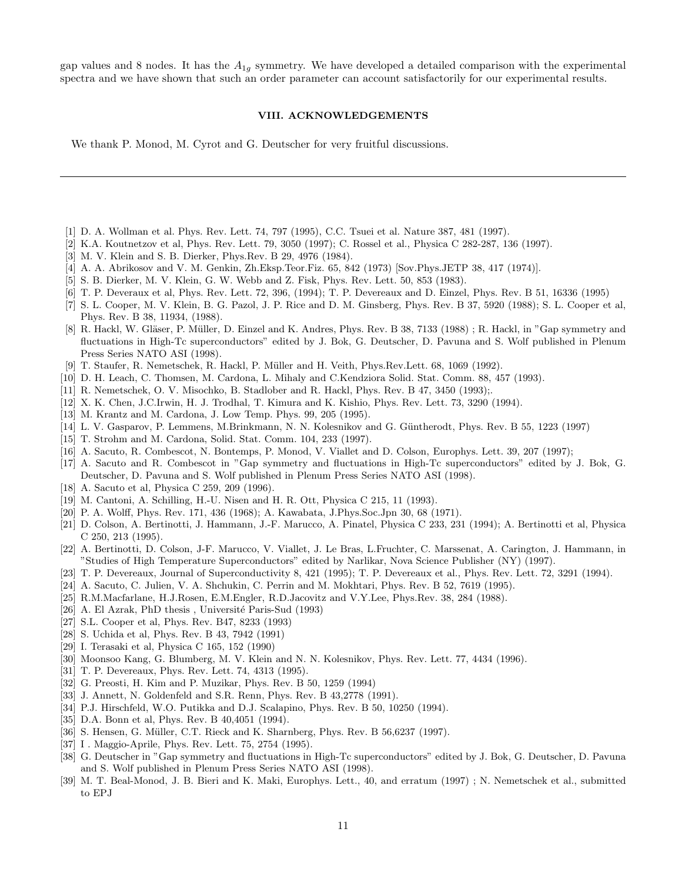gap values and 8 nodes. It has the $A_{1g}$ symmetry. We have developed a detailed comparison with the experimental spectra and we have shown that such an order parameter can account satisfactorily for our experimental results.

## VIII. ACKNOWLEDGEMENTS

We thank P. Monod, M. Cyrot and G. Deutscher for very fruitful discussions.

---

[1] D. A. Wollman et al. Phys. Rev. Lett. 74, 797 (1995), C.C. Tsuei et al. Nature 387, 481 (1997).

[2] K.A. Koutnetzov et al, Phys. Rev. Lett. 79, 3050 (1997); C. Rossel et al., Physica C 282-287, 136 (1997).

[3] M. V. Klein and S. B. Dierker, Phys.Rev. B 29, 4976 (1984).

[4] A. A. Abrikosov and V. M. Genkin, Zh.Eksp.Teor.Fiz. 65, 842 (1973) [Sov.Phys.JETP 38, 417 (1974)].

[5] S. B. Dierker, M. V. Klein, G. W. Webb and Z. Fisk, Phys. Rev. Lett. 50, 853 (1983).

[6] T. P. Deveraux et al, Phys. Rev. Lett. 72, 396, (1994); T. P. Devereaux and D. Einzel, Phys. Rev. B 51, 16336 (1995)

[7] S. L. Cooper, M. V. Klein, B. G. Pazol, J. P. Rice and D. M. Ginsberg, Phys. Rev. B 37, 5920 (1988); S. L. Cooper et al, Phys. Rev. B 38, 11934, (1988).

[8] R. Hackl, W. Gläser, P. Müller, D. Einzel and K. Andres, Phys. Rev. B 38, 7133 (1988) ; R. Hackl, in "Gap symmetry and fluctuations in High-Tc superconductors" edited by J. Bok, G. Deutscher, D. Pavuna and S. Wolf published in Plenum Press Series NATO ASI (1998).

[9] T. Staufer, R. Nemetschek, R. Hackl, P. Müller and H. Veith, Phys.Rev.Lett. 68, 1069 (1992).

[10] D. H. Leach, C. Thomsen, M. Cardona, L. Mihaly and C.Kendziora Solid. Stat. Comm. 88, 457 (1993).

[11] R. Nemetschek, O. V. Misochko, B. Stadlober and R. Hackl, Phys. Rev. B 47, 3450 (1993);.

[12] X. K. Chen, J.C.Irwin, H. J. Trodhal, T. Kimura and K. Kishio, Phys. Rev. Lett. 73, 3290 (1994).

[13] M. Krantz and M. Cardona, J. Low Temp. Phys. 99, 205 (1995).

[14] L. V. Gasparov, P. Lemmens, M.Brinkmann, N. N. Kolesnikov and G. Güntherodt, Phys. Rev. B 55, 1223 (1997)

[15] T. Strohm and M. Cardona, Solid. Stat. Comm. 104, 233 (1997).

[16] A. Sacuto, R. Combescot, N. Bontemps, P. Monod, V. Viallet and D. Colson, Europhys. Lett. 39, 207 (1997);

[17] A. Sacuto and R. Combescot in "Gap symmetry and fluctuations in High-Tc superconductors" edited by J. Bok, G. Deutscher, D. Pavuna and S. Wolf published in Plenum Press Series NATO ASI (1998).

[18] A. Sacuto et al, Physica C 259, 209 (1996).

[19] M. Cantoni, A. Schilling, H.-U. Nisen and H. R. Ott, Physica C 215, 11 (1993).

[20] P. A. Wolff, Phys. Rev. 171, 436 (1968); A. Kawabata, J.Phys.Soc.Jpn 30, 68 (1971).

[21] D. Colson, A. Bertinotti, J. Hammann, J.-F. Marucco, A. Pinatel, Physica C 233, 231 (1994); A. Bertinotti et al, Physica C 250, 213 (1995).

[22] A. Bertinotti, D. Colson, J-F. Marucco, V. Viallet, J. Le Bras, L.Fruchter, C. Marssenat, A. Carington, J. Hammann, in "Studies of High Temperature Superconductors" edited by Narlikar, Nova Science Publisher (NY) (1997).

[23] T. P. Devereaux, Journal of Superconductivity 8, 421 (1995); T. P. Devereaux et al., Phys. Rev. Lett. 72, 3291 (1994).

[24] A. Sacuto, C. Julien, V. A. Shchukin, C. Perrin and M. Mokhtari, Phys. Rev. B 52, 7619 (1995).

[25] R.M.Macfarlane, H.J.Rosen, E.M.Engler, R.D.Jacovitz and V.Y.Lee, Phys.Rev. 38, 284 (1988).

[26] A. El Azrak, PhD thesis , Université Paris-Sud (1993)

[27] S.L. Cooper et al, Phys. Rev. B47, 8233 (1993)

[28] S. Uchida et al, Phys. Rev. B 43, 7942 (1991)

[29] I. Terasaki et al, Physica C 165, 152 (1990)

[30] Moonsoo Kang, G. Blumberg, M. V. Klein and N. N. Kolesnikov, Phys. Rev. Lett. 77, 4434 (1996).

[31] T. P. Devereaux, Phys. Rev. Lett. 74, 4313 (1995).

[32] G. Preosti, H. Kim and P. Muzikar, Phys. Rev. B 50, 1259 (1994)

[33] J. Annett, N. Goldenfeld and S.R. Renn, Phys. Rev. B 43,2778 (1991).

[34] P.J. Hirschfeld, W.O. Putikka and D.J. Scalapino, Phys. Rev. B 50, 10250 (1994).

[35] D.A. Bonn et al, Phys. Rev. B 40,4051 (1994).

[36] S. Hensen, G. Müller, C.T. Rieck and K. Sharnberg, Phys. Rev. B 56,6237 (1997).

[37] I . Maggio-Aprile, Phys. Rev. Lett. 75, 2754 (1995).

[38] G. Deutscher in "Gap symmetry and fluctuations in High-Tc superconductors" edited by J. Bok, G. Deutscher, D. Pavuna and S. Wolf published in Plenum Press Series NATO ASI (1998).

[39] M. T. Beal-Monod, J. B. Bieri and K. Maki, Europhys. Lett., 40, and erratum (1997) ; N. Nemetschek et al., submitted to EPJ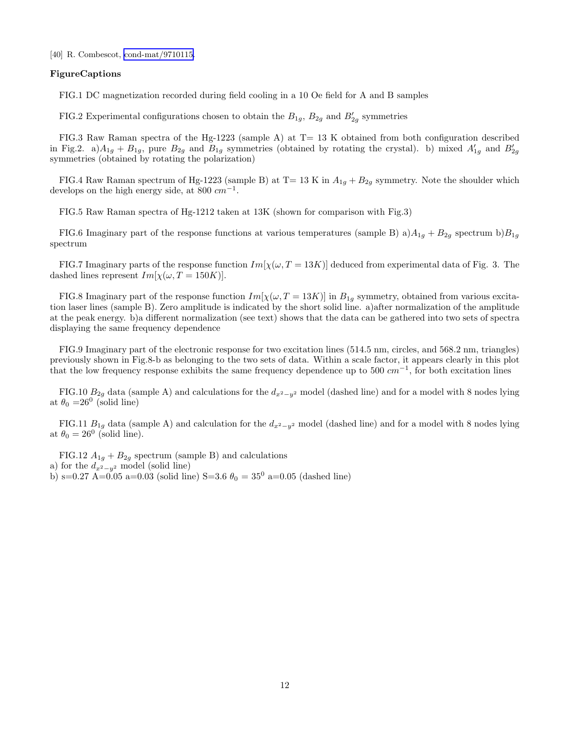[40] R. Combescot, cond-mat/9710115.

**FigureCaptions**

FIG.1 DC magnetization recorded during field cooling in a 10 Oe field for A and B samples

FIG.2 Experimental configurations chosen to obtain the $B_{1g}$, $B_{2g}$ and $B'_{2g}$ symmetries

FIG.3 Raw Raman spectra of the Hg-1223 (sample A) at T= 13 K obtained from both configuration described in Fig.2. a)$A_{1g}+B_{1g}$, pure $B_{2g}$ and $B_{1g}$ symmetries (obtained by rotating the crystal). b) mixed $A'_{1g}$ and $B'_{2g}$ symmetries (obtained by rotating the polarization)

FIG.4 Raw Raman spectrum of Hg-1223 (sample B) at T= 13 K in $A_{1g}+B_{2g}$ symmetry. Note the shoulder which develops on the high energy side, at 800 $cm^{-1}$.

FIG.5 Raw Raman spectra of Hg-1212 taken at 13K (shown for comparison with Fig.3)

FIG.6 Imaginary part of the response functions at various temperatures (sample B) a)$A_{1g}+B_{2g}$ spectrum b)$B_{1g}$ spectrum

FIG.7 Imaginary parts of the response function $Im[\chi(\omega, T=13K)]$ deduced from experimental data of Fig. 3. The dashed lines represent $Im[\chi(\omega, T=150K)]$.

FIG.8 Imaginary part of the response function $Im[\chi(\omega, T=13K)]$ in $B_{1g}$ symmetry, obtained from various excitation laser lines (sample B). Zero amplitude is indicated by the short solid line. a)after normalization of the amplitude at the peak energy. b)a different normalization (see text) shows that the data can be gathered into two sets of spectra displaying the same frequency dependence

FIG.9 Imaginary part of the electronic response for two excitation lines (514.5 nm, circles, and 568.2 nm, triangles) previously shown in Fig.8-b as belonging to the two sets of data. Within a scale factor, it appears clearly in this plot that the low frequency response exhibits the same frequency dependence up to 500 $cm^{-1}$, for both excitation lines

FIG.10 $B_{2g}$ data (sample A) and calculations for the $d_{x^2-y^2}$ model (dashed line) and for a model with 8 nodes lying at $\theta_0=26^0$ (solid line)

FIG.11 $B_{1g}$ data (sample A) and calculation for the $d_{x^2-y^2}$ model (dashed line) and for a model with 8 nodes lying at $\theta_0=26^0$ (solid line).

FIG.12 $A_{1g}+B_{2g}$ spectrum (sample B) and calculations
a) for the $d_{x^2-y^2}$ model (solid line)
b) s=0.27 A=0.05 a=0.03 (solid line) S=3.6 $\theta_0=35^0$ a=0.05 (dashed line)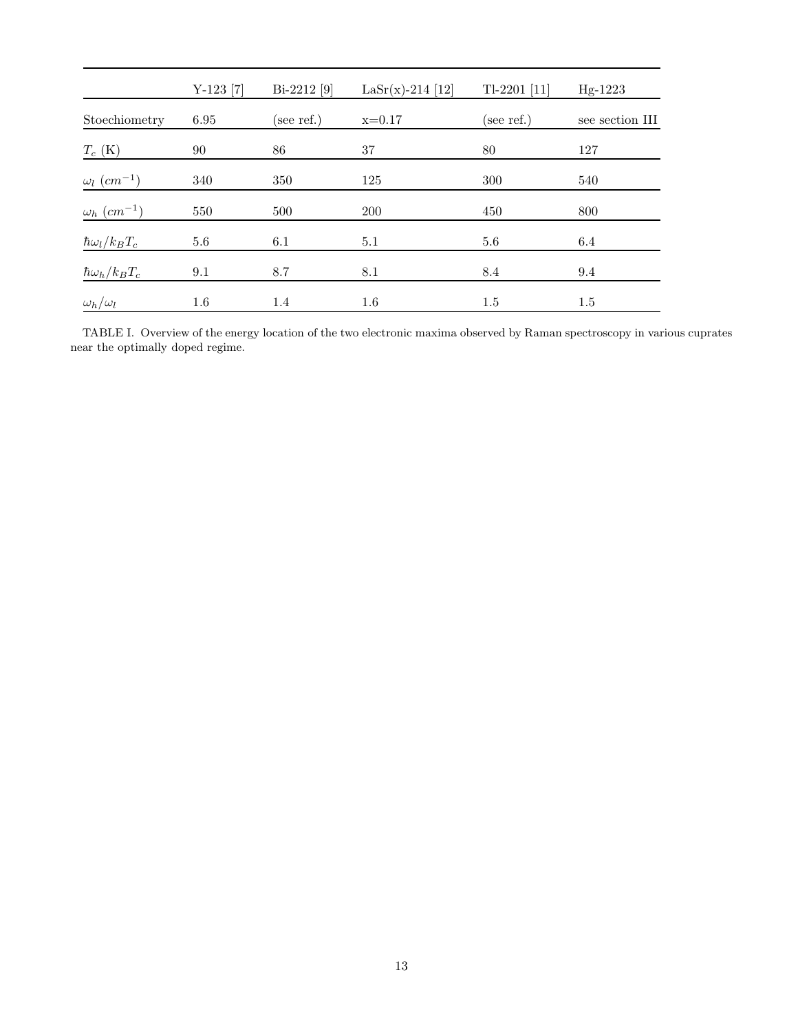| | Y-123 [7] | Bi-2212 [9] | LaSr(x)-214 [12] | Tl-2201 [11] | Hg-1223 |
|---|---|---|---|---|---|
| Stoechiometry | 6.95 | (see ref.) | x=0.17 | (see ref.) | see section III |
| $T_c$ (K) | 90 | 86 | 37 | 80 | 127 |
| $\omega_l$ $(cm^{-1})$ | 340 | 350 | 125 | 300 | 540 |
| $\omega_h$ $(cm^{-1})$ | 550 | 500 | 200 | 450 | 800 |
| $\hbar\omega_l/k_BT_c$ | 5.6 | 6.1 | 5.1 | 5.6 | 6.4 |
| $\hbar\omega_h/k_BT_c$ | 9.1 | 8.7 | 8.1 | 8.4 | 9.4 |
| $\omega_h/\omega_l$ | 1.6 | 1.4 | 1.6 | 1.5 | 1.5 |

TABLE I. Overview of the energy location of the two electronic maxima observed by Raman spectroscopy in various cuprates near the optimally doped regime.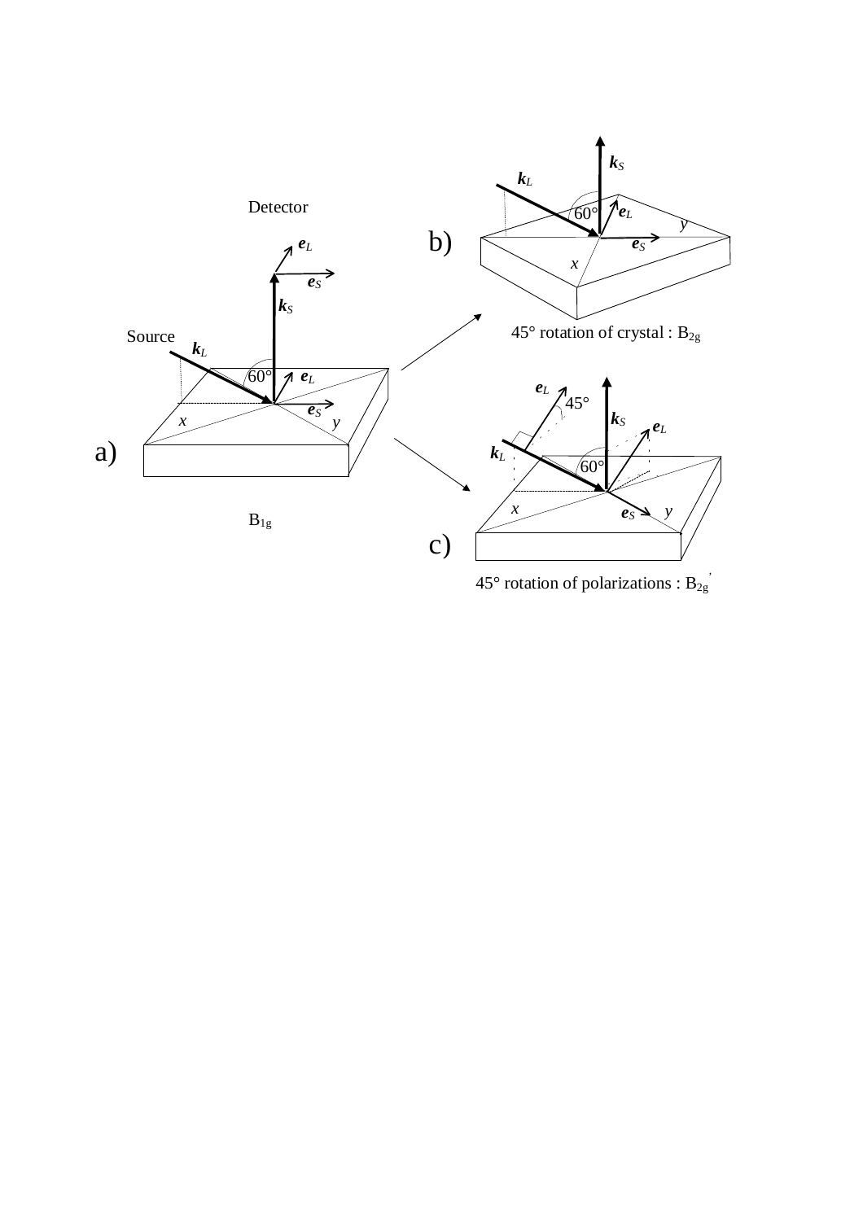a) $B_{1g}$

b) 45° rotation of crystal : $B_{2g}$

c) 45° rotation of polarizations : $B_{2g}{}'$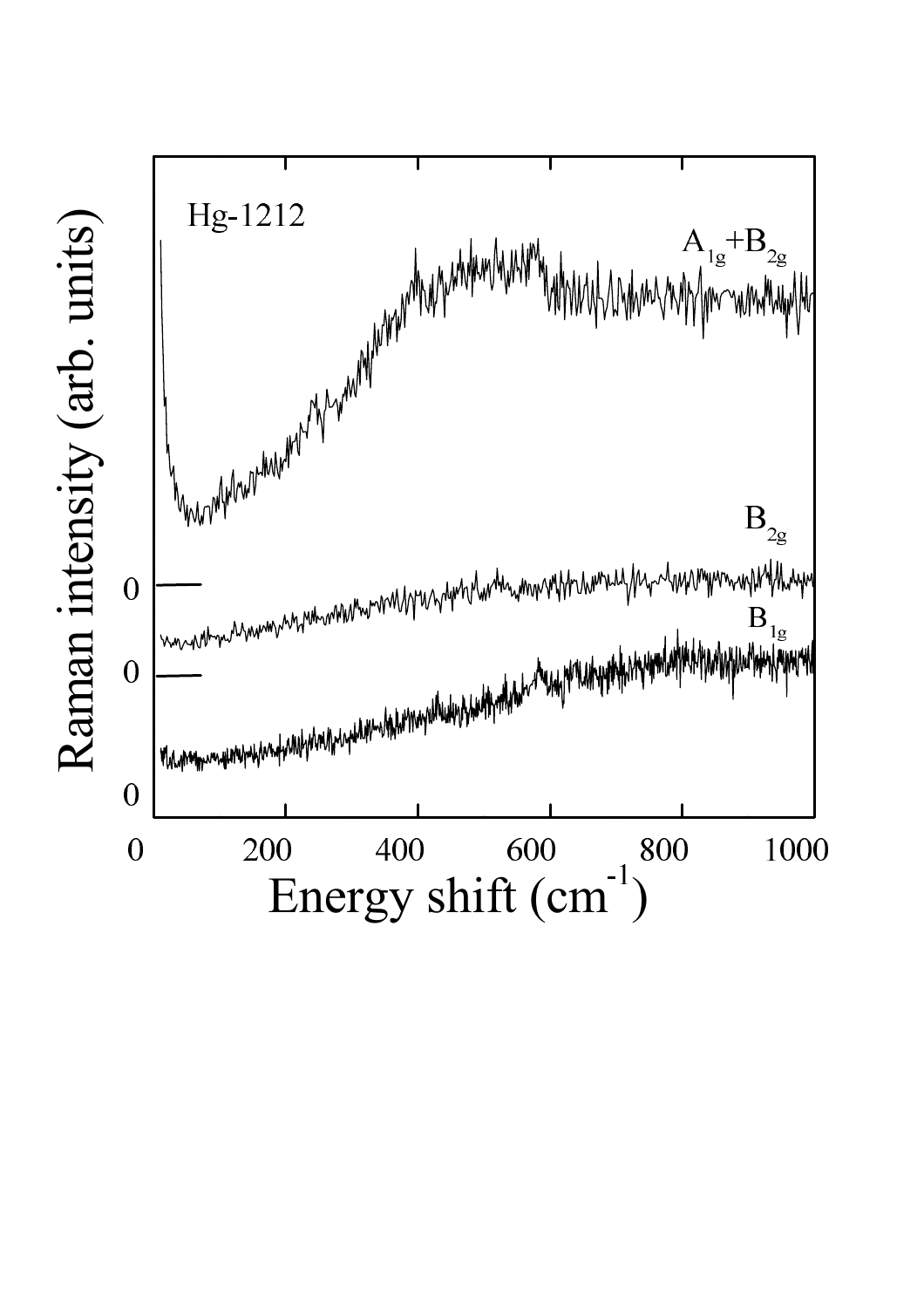Hg-1212

$A_{1g}+B_{2g}$

$B_{2g}$

$B_{1g}$

Raman intensity (arb. units)

Energy shift ($cm^{-1}$)

0 200 400 600 800 1000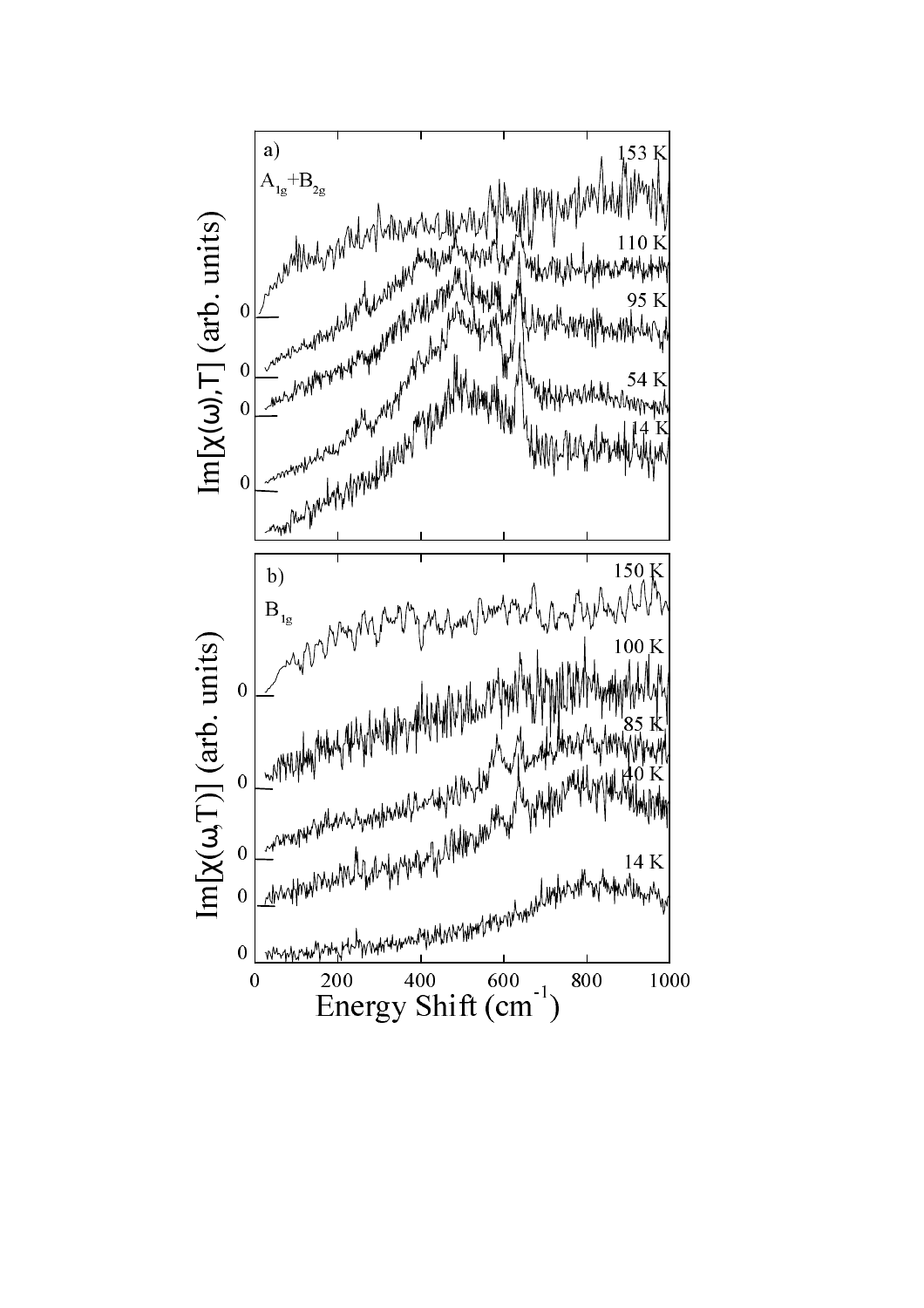a)

$A_{1g}+B_{2g}$

153 K

110 K

95 K

54 K

14 K

$Im[\chi(\omega,T)]$ (arb. units)

b)

$B_{1g}$

150 K

100 K

85 K

40 K

14 K

$Im[\chi(\omega,T)]$ (arb. units)

0 200 400 600 800 1000

Energy Shift ($cm^{-1}$)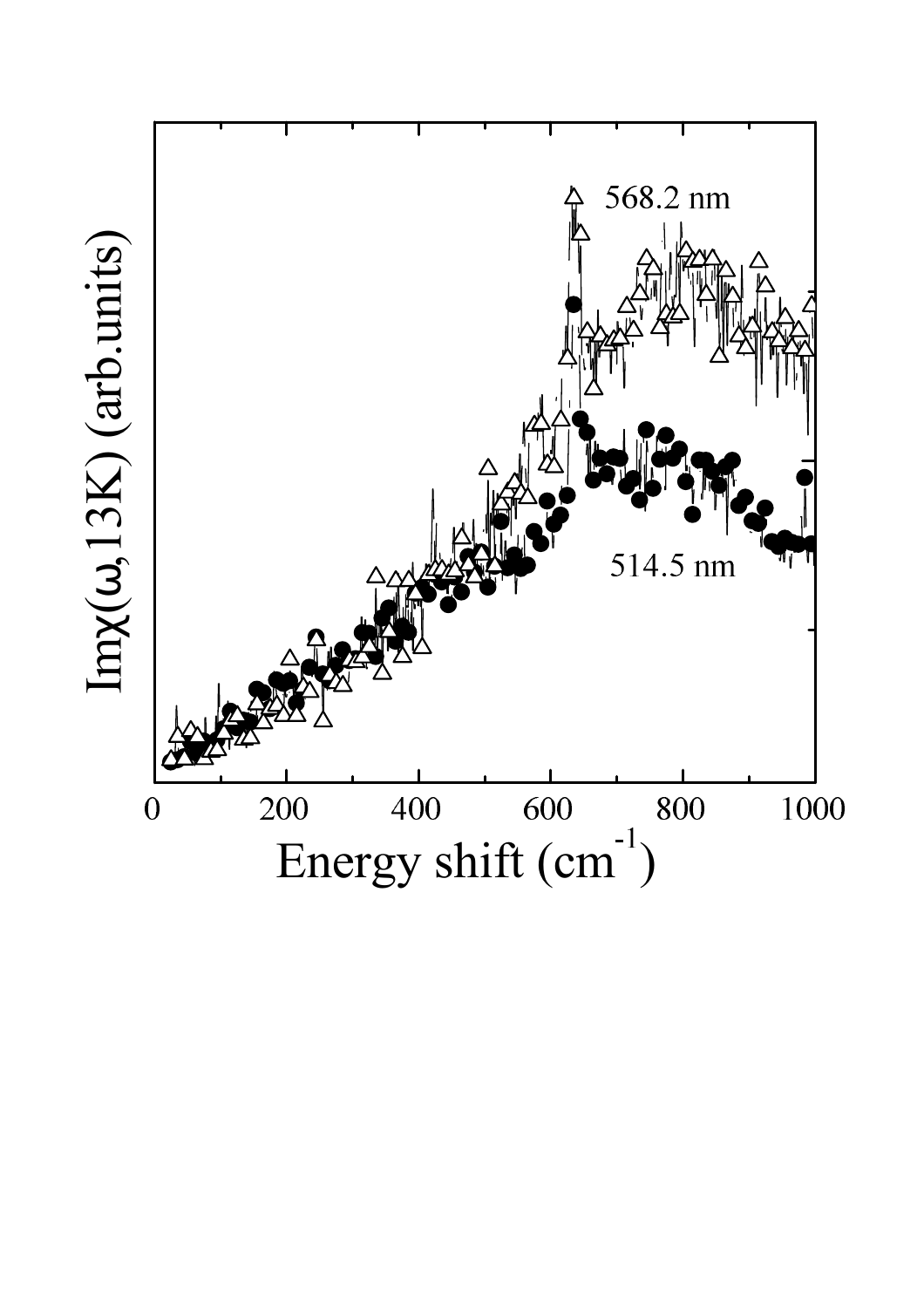568.2 nm

514.5 nm

Im$\chi(\omega$,13K) (arb.units)

Energy shift (cm$^{-1}$)

0 200 400 600 800 1000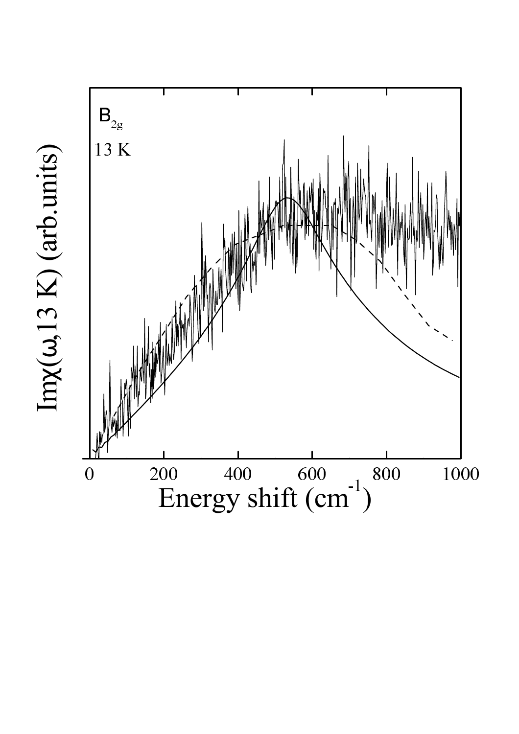$B_{2g}$

13 K

$\mathrm{Im}\chi(\omega, 13\ \mathrm{K})$ (arb.units)

Energy shift ($cm^{-1}$)

0 200 400 600 800 1000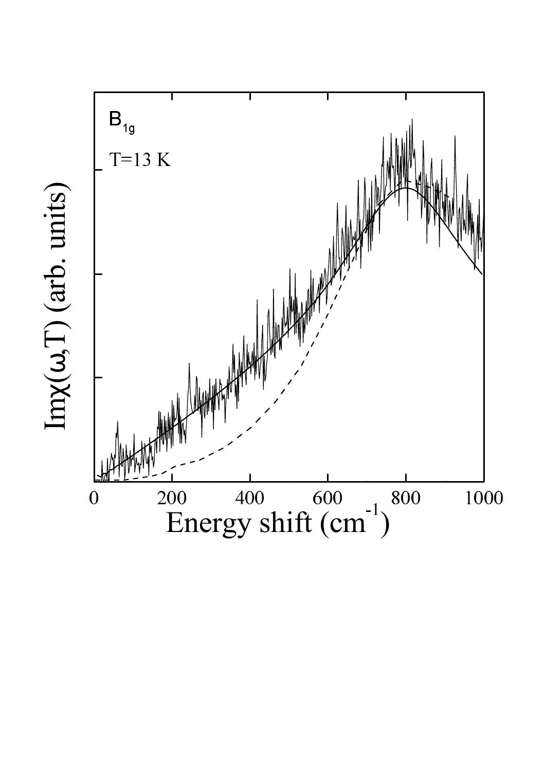$B_{1g}$

T=13 K

$\text{Im}\chi(\omega,T)$ (arb. units)

Energy shift ($cm^{-1}$)

0 200 400 600 800 1000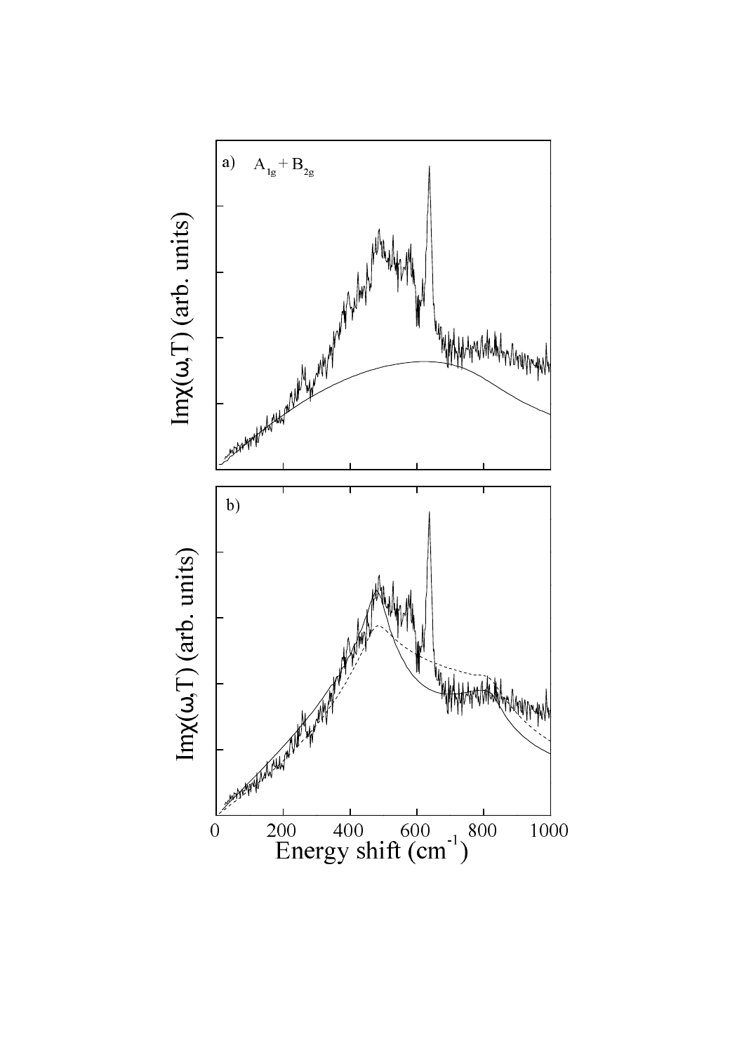a)

$A_{1g} + B_{2g}$

$\mathrm{Im}\chi(\omega,T)$ (arb. units)

b)

$\mathrm{Im}\chi(\omega,T)$ (arb. units)

0

200

400

600

800

1000

Energy shift ($\mathrm{cm}^{-1}$)